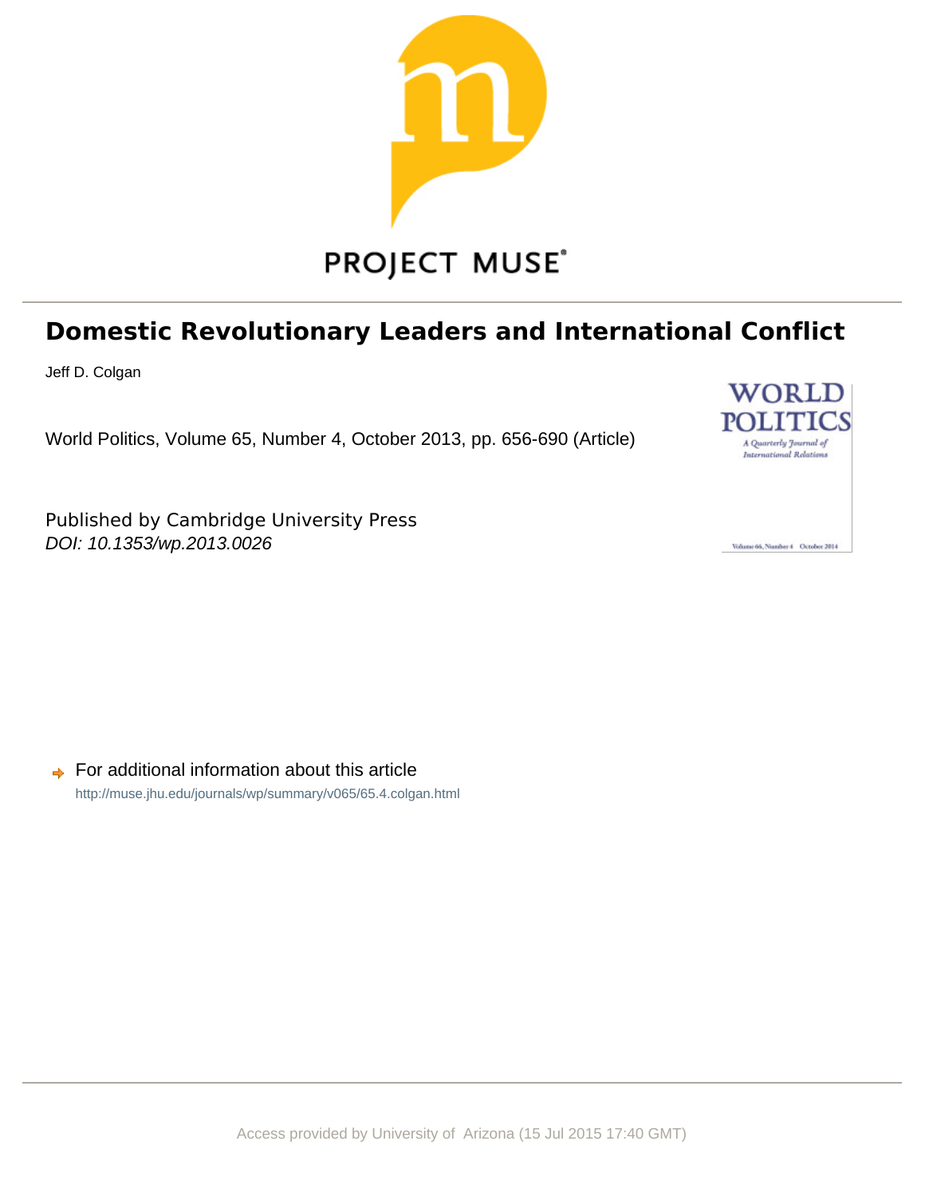PROJECT MUSE®

# Domestic Revolutionary Leaders and International Conflict

Jeff D. Colgan

World Politics, Volume 65, Number 4, October 2013, pp. 656-690 (Article)

Published by Cambridge University Press
*DOI: 10.1353/wp.2013.0026*

For additional information about this article
http://muse.jhu.edu/journals/wp/summary/v065/65.4.colgan.html

Access provided by University of Arizona (15 Jul 2015 17:40 GMT)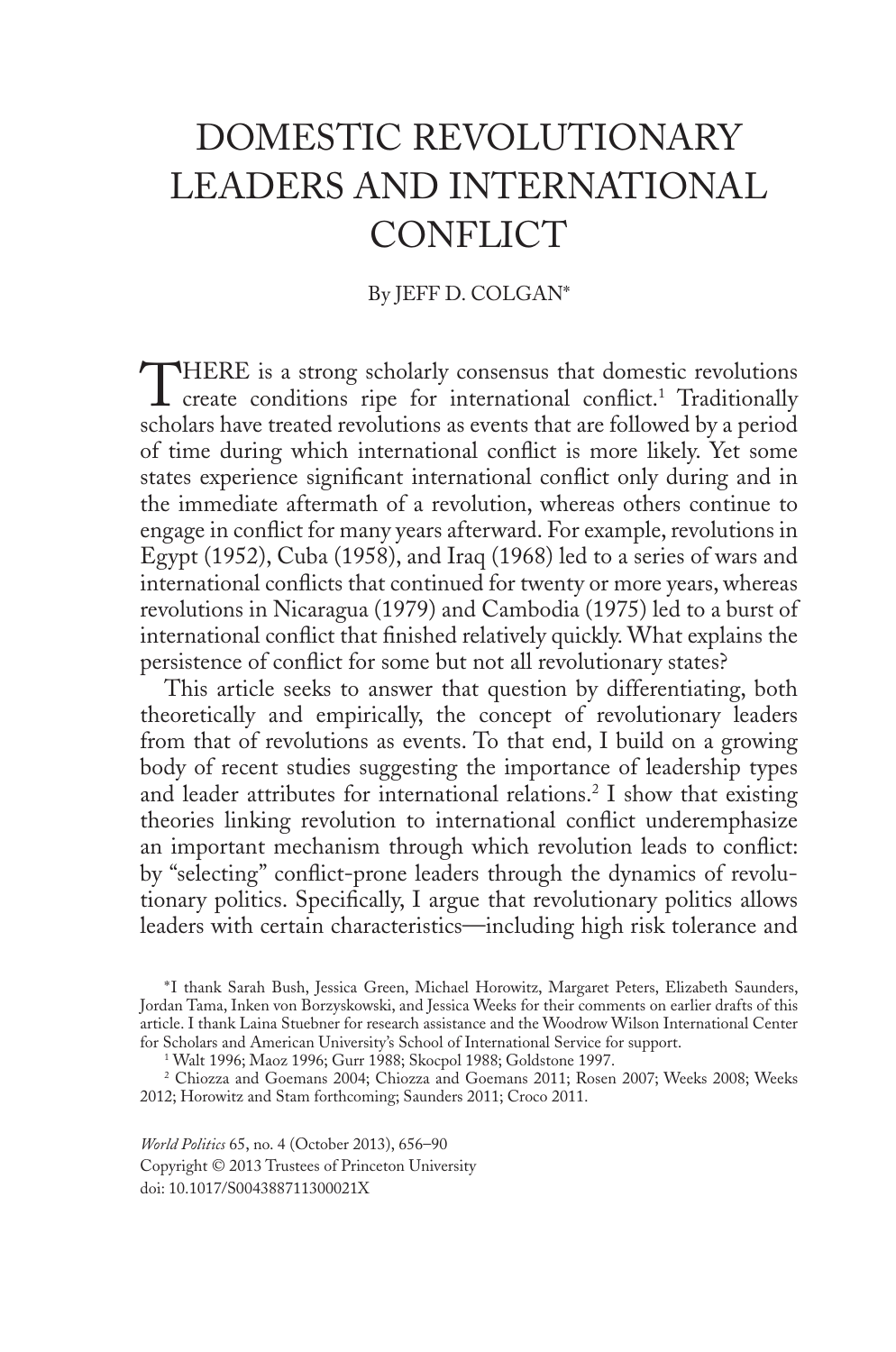# DOMESTIC REVOLUTIONARY LEADERS AND INTERNATIONAL CONFLICT

By JEFF D. COLGAN*

THERE is a strong scholarly consensus that domestic revolutions create conditions ripe for international conflict.[1] Traditionally scholars have treated revolutions as events that are followed by a period of time during which international conflict is more likely. Yet some states experience significant international conflict only during and in the immediate aftermath of a revolution, whereas others continue to engage in conflict for many years afterward. For example, revolutions in Egypt (1952), Cuba (1958), and Iraq (1968) led to a series of wars and international conflicts that continued for twenty or more years, whereas revolutions in Nicaragua (1979) and Cambodia (1975) led to a burst of international conflict that finished relatively quickly. What explains the persistence of conflict for some but not all revolutionary states?

This article seeks to answer that question by differentiating, both theoretically and empirically, the concept of revolutionary leaders from that of revolutions as events. To that end, I build on a growing body of recent studies suggesting the importance of leadership types and leader attributes for international relations.[2] I show that existing theories linking revolution to international conflict underemphasize an important mechanism through which revolution leads to conflict: by "selecting" conflict-prone leaders through the dynamics of revolutionary politics. Specifically, I argue that revolutionary politics allows leaders with certain characteristics—including high risk tolerance and

*I thank Sarah Bush, Jessica Green, Michael Horowitz, Margaret Peters, Elizabeth Saunders, Jordan Tama, Inken von Borzyskowski, and Jessica Weeks for their comments on earlier drafts of this article. I thank Laina Stuebner for research assistance and the Woodrow Wilson International Center for Scholars and American University's School of International Service for support.

[1] Walt 1996; Maoz 1996; Gurr 1988; Skocpol 1988; Goldstone 1997.

[2] Chiozza and Goemans 2004; Chiozza and Goemans 2011; Rosen 2007; Weeks 2008; Weeks 2012; Horowitz and Stam forthcoming; Saunders 2011; Croco 2011.

*World Politics* 65, no. 4 (October 2013), 656–90
Copyright © 2013 Trustees of Princeton University
doi: 10.1017/S004388711300021X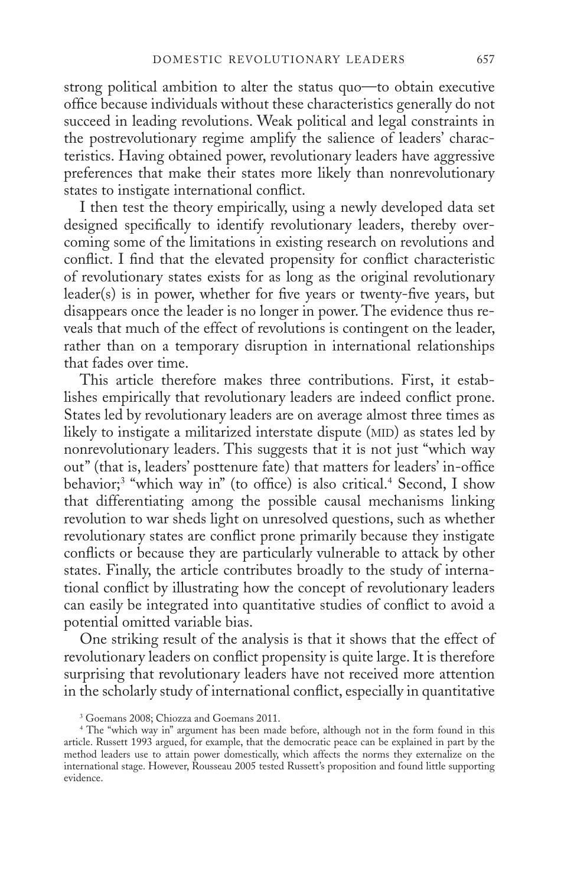strong political ambition to alter the status quo—to obtain executive office because individuals without these characteristics generally do not succeed in leading revolutions. Weak political and legal constraints in the postrevolutionary regime amplify the salience of leaders' characteristics. Having obtained power, revolutionary leaders have aggressive preferences that make their states more likely than nonrevolutionary states to instigate international conflict.

I then test the theory empirically, using a newly developed data set designed specifically to identify revolutionary leaders, thereby overcoming some of the limitations in existing research on revolutions and conflict. I find that the elevated propensity for conflict characteristic of revolutionary states exists for as long as the original revolutionary leader(s) is in power, whether for five years or twenty-five years, but disappears once the leader is no longer in power. The evidence thus reveals that much of the effect of revolutions is contingent on the leader, rather than on a temporary disruption in international relationships that fades over time.

This article therefore makes three contributions. First, it establishes empirically that revolutionary leaders are indeed conflict prone. States led by revolutionary leaders are on average almost three times as likely to instigate a militarized interstate dispute (MID) as states led by nonrevolutionary leaders. This suggests that it is not just "which way out" (that is, leaders' posttenure fate) that matters for leaders' in-office behavior;[3] "which way in" (to office) is also critical.[4] Second, I show that differentiating among the possible causal mechanisms linking revolution to war sheds light on unresolved questions, such as whether revolutionary states are conflict prone primarily because they instigate conflicts or because they are particularly vulnerable to attack by other states. Finally, the article contributes broadly to the study of international conflict by illustrating how the concept of revolutionary leaders can easily be integrated into quantitative studies of conflict to avoid a potential omitted variable bias.

One striking result of the analysis is that it shows that the effect of revolutionary leaders on conflict propensity is quite large. It is therefore surprising that revolutionary leaders have not received more attention in the scholarly study of international conflict, especially in quantitative

[3] Goemans 2008; Chiozza and Goemans 2011.

[4] The "which way in" argument has been made before, although not in the form found in this article. Russett 1993 argued, for example, that the democratic peace can be explained in part by the method leaders use to attain power domestically, which affects the norms they externalize on the international stage. However, Rousseau 2005 tested Russett's proposition and found little supporting evidence.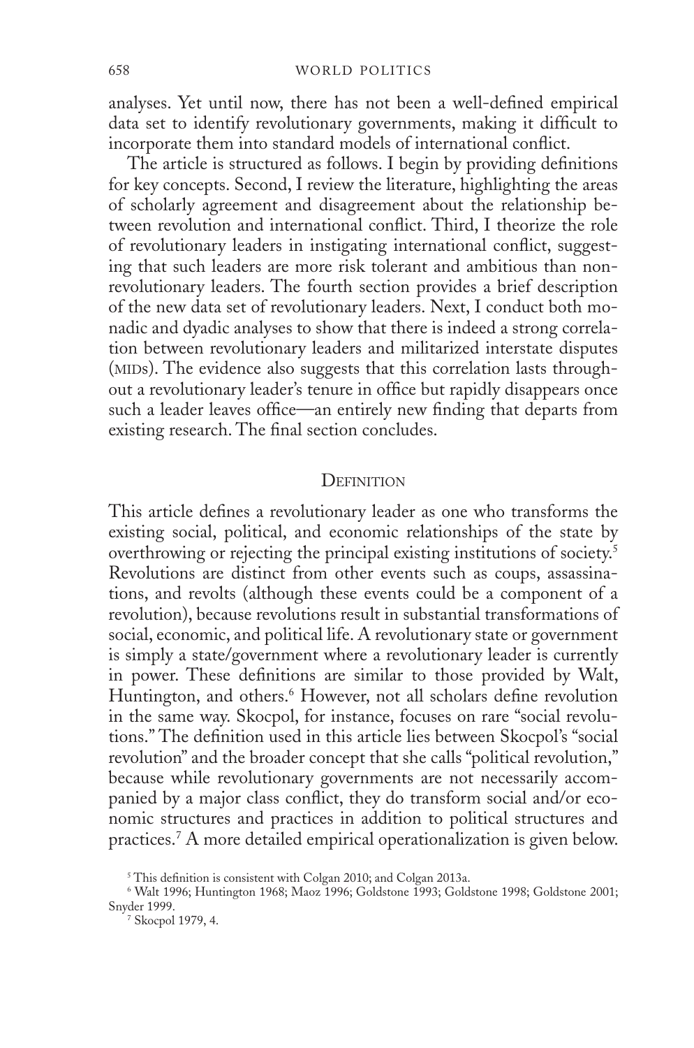analyses. Yet until now, there has not been a well-defined empirical data set to identify revolutionary governments, making it difficult to incorporate them into standard models of international conflict.

The article is structured as follows. I begin by providing definitions for key concepts. Second, I review the literature, highlighting the areas of scholarly agreement and disagreement about the relationship between revolution and international conflict. Third, I theorize the role of revolutionary leaders in instigating international conflict, suggesting that such leaders are more risk tolerant and ambitious than nonrevolutionary leaders. The fourth section provides a brief description of the new data set of revolutionary leaders. Next, I conduct both monadic and dyadic analyses to show that there is indeed a strong correlation between revolutionary leaders and militarized interstate disputes (MIDs). The evidence also suggests that this correlation lasts throughout a revolutionary leader's tenure in office but rapidly disappears once such a leader leaves office—an entirely new finding that departs from existing research. The final section concludes.

## Definition

This article defines a revolutionary leader as one who transforms the existing social, political, and economic relationships of the state by overthrowing or rejecting the principal existing institutions of society.[5] Revolutions are distinct from other events such as coups, assassinations, and revolts (although these events could be a component of a revolution), because revolutions result in substantial transformations of social, economic, and political life. A revolutionary state or government is simply a state/government where a revolutionary leader is currently in power. These definitions are similar to those provided by Walt, Huntington, and others.[6] However, not all scholars define revolution in the same way. Skocpol, for instance, focuses on rare "social revolutions." The definition used in this article lies between Skocpol's "social revolution" and the broader concept that she calls "political revolution," because while revolutionary governments are not necessarily accompanied by a major class conflict, they do transform social and/or economic structures and practices in addition to political structures and practices.[7] A more detailed empirical operationalization is given below.

[5] This definition is consistent with Colgan 2010; and Colgan 2013a.

[6] Walt 1996; Huntington 1968; Maoz 1996; Goldstone 1993; Goldstone 1998; Goldstone 2001; Snyder 1999.

[7] Skocpol 1979, 4.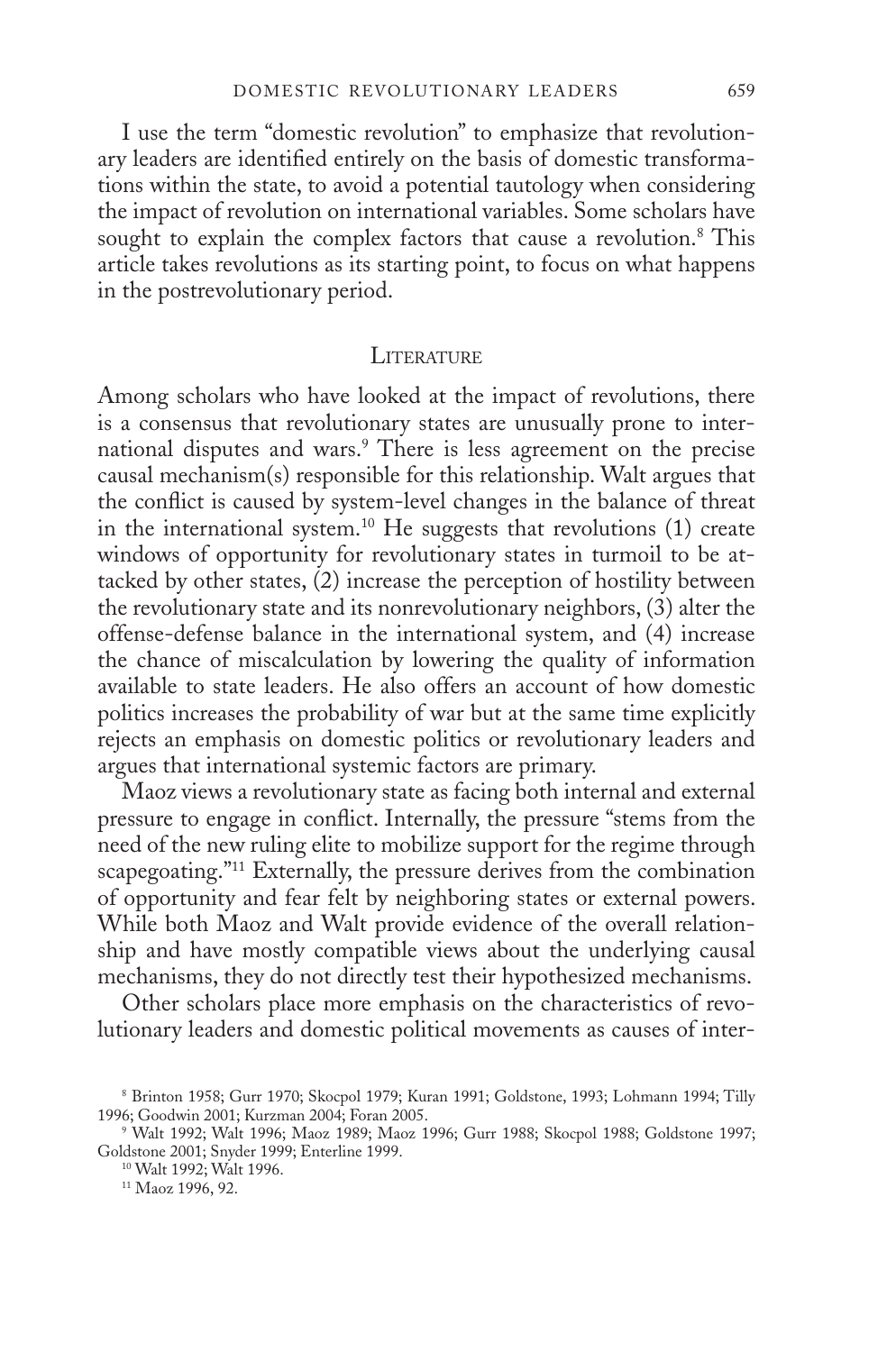I use the term "domestic revolution" to emphasize that revolutionary leaders are identified entirely on the basis of domestic transformations within the state, to avoid a potential tautology when considering the impact of revolution on international variables. Some scholars have sought to explain the complex factors that cause a revolution.[8] This article takes revolutions as its starting point, to focus on what happens in the postrevolutionary period.

## Literature

Among scholars who have looked at the impact of revolutions, there is a consensus that revolutionary states are unusually prone to international disputes and wars.[9] There is less agreement on the precise causal mechanism(s) responsible for this relationship. Walt argues that the conflict is caused by system-level changes in the balance of threat in the international system.[10] He suggests that revolutions (1) create windows of opportunity for revolutionary states in turmoil to be attacked by other states, (2) increase the perception of hostility between the revolutionary state and its nonrevolutionary neighbors, (3) alter the offense-defense balance in the international system, and (4) increase the chance of miscalculation by lowering the quality of information available to state leaders. He also offers an account of how domestic politics increases the probability of war but at the same time explicitly rejects an emphasis on domestic politics or revolutionary leaders and argues that international systemic factors are primary.

Maoz views a revolutionary state as facing both internal and external pressure to engage in conflict. Internally, the pressure "stems from the need of the new ruling elite to mobilize support for the regime through scapegoating."[11] Externally, the pressure derives from the combination of opportunity and fear felt by neighboring states or external powers. While both Maoz and Walt provide evidence of the overall relationship and have mostly compatible views about the underlying causal mechanisms, they do not directly test their hypothesized mechanisms.

Other scholars place more emphasis on the characteristics of revolutionary leaders and domestic political movements as causes of inter-

---

[8] Brinton 1958; Gurr 1970; Skocpol 1979; Kuran 1991; Goldstone, 1993; Lohmann 1994; Tilly 1996; Goodwin 2001; Kurzman 2004; Foran 2005.

[9] Walt 1992; Walt 1996; Maoz 1989; Maoz 1996; Gurr 1988; Skocpol 1988; Goldstone 1997; Goldstone 2001; Snyder 1999; Enterline 1999.

[10] Walt 1992; Walt 1996.

[11] Maoz 1996, 92.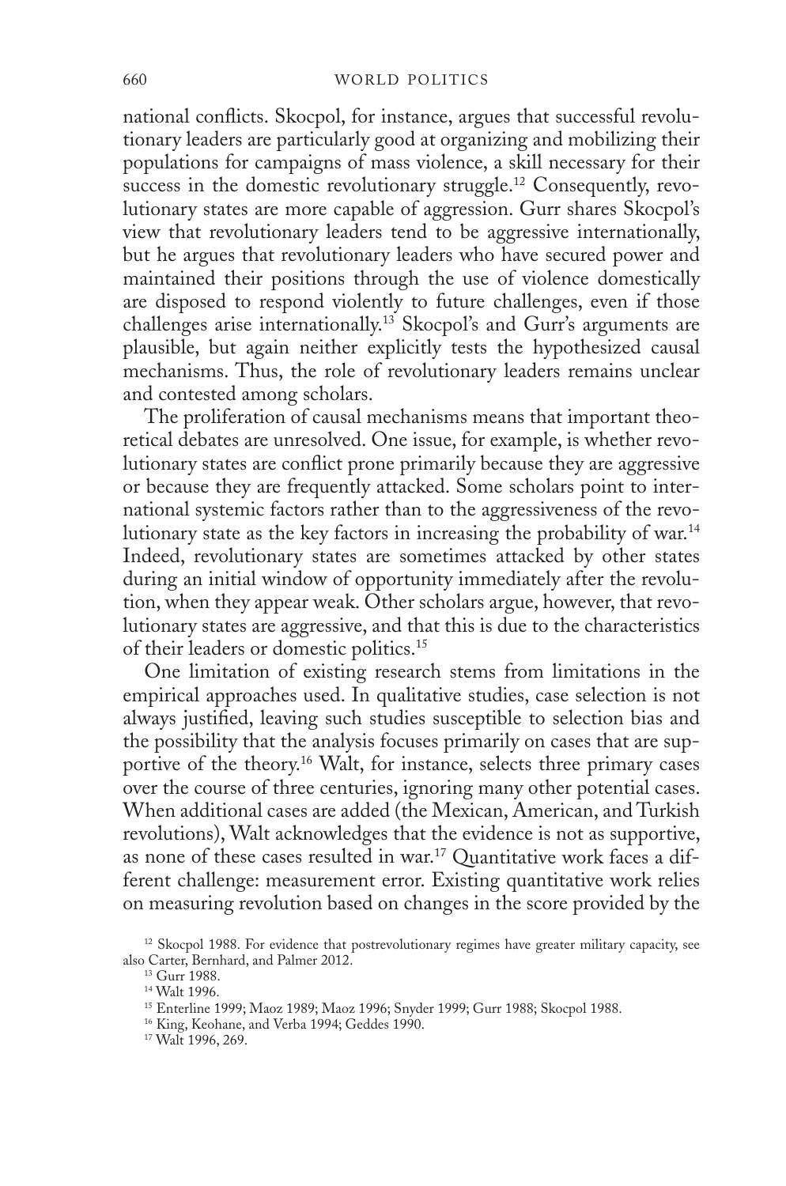national conflicts. Skocpol, for instance, argues that successful revolutionary leaders are particularly good at organizing and mobilizing their populations for campaigns of mass violence, a skill necessary for their success in the domestic revolutionary struggle.[12] Consequently, revolutionary states are more capable of aggression. Gurr shares Skocpol's view that revolutionary leaders tend to be aggressive internationally, but he argues that revolutionary leaders who have secured power and maintained their positions through the use of violence domestically are disposed to respond violently to future challenges, even if those challenges arise internationally.[13] Skocpol's and Gurr's arguments are plausible, but again neither explicitly tests the hypothesized causal mechanisms. Thus, the role of revolutionary leaders remains unclear and contested among scholars.

The proliferation of causal mechanisms means that important theoretical debates are unresolved. One issue, for example, is whether revolutionary states are conflict prone primarily because they are aggressive or because they are frequently attacked. Some scholars point to international systemic factors rather than to the aggressiveness of the revolutionary state as the key factors in increasing the probability of war.[14] Indeed, revolutionary states are sometimes attacked by other states during an initial window of opportunity immediately after the revolution, when they appear weak. Other scholars argue, however, that revolutionary states are aggressive, and that this is due to the characteristics of their leaders or domestic politics.[15]

One limitation of existing research stems from limitations in the empirical approaches used. In qualitative studies, case selection is not always justified, leaving such studies susceptible to selection bias and the possibility that the analysis focuses primarily on cases that are supportive of the theory.[16] Walt, for instance, selects three primary cases over the course of three centuries, ignoring many other potential cases. When additional cases are added (the Mexican, American, and Turkish revolutions), Walt acknowledges that the evidence is not as supportive, as none of these cases resulted in war.[17] Quantitative work faces a different challenge: measurement error. Existing quantitative work relies on measuring revolution based on changes in the score provided by the

[12] Skocpol 1988. For evidence that postrevolutionary regimes have greater military capacity, see also Carter, Bernhard, and Palmer 2012.

[13] Gurr 1988.

[14] Walt 1996.

[15] Enterline 1999; Maoz 1989; Maoz 1996; Snyder 1999; Gurr 1988; Skocpol 1988.

[16] King, Keohane, and Verba 1994; Geddes 1990.

[17] Walt 1996, 269.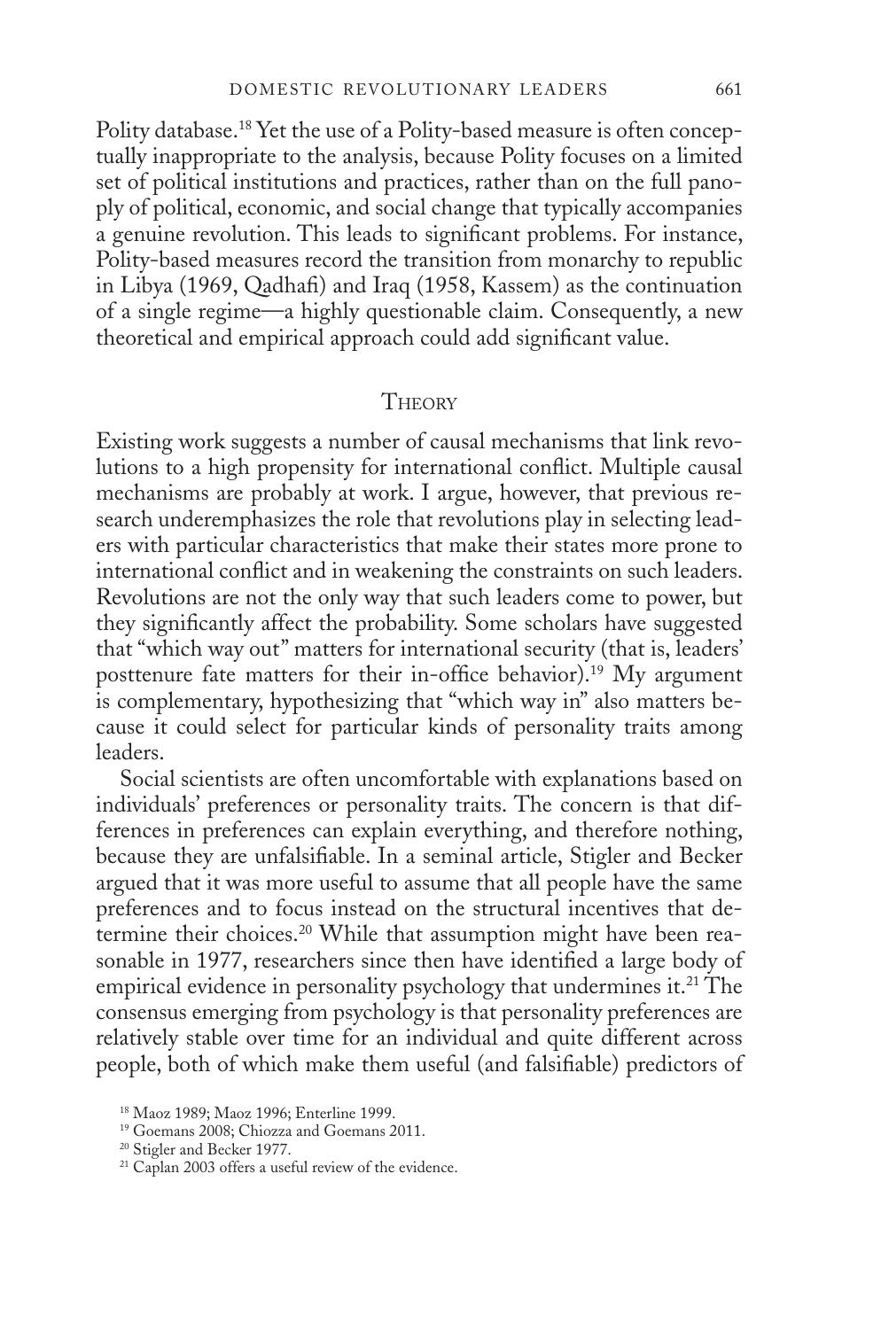Polity database.[18] Yet the use of a Polity-based measure is often conceptually inappropriate to the analysis, because Polity focuses on a limited set of political institutions and practices, rather than on the full panoply of political, economic, and social change that typically accompanies a genuine revolution. This leads to significant problems. For instance, Polity-based measures record the transition from monarchy to republic in Libya (1969, Qadhafi) and Iraq (1958, Kassem) as the continuation of a single regime—a highly questionable claim. Consequently, a new theoretical and empirical approach could add significant value.

## Theory

Existing work suggests a number of causal mechanisms that link revolutions to a high propensity for international conflict. Multiple causal mechanisms are probably at work. I argue, however, that previous research underemphasizes the role that revolutions play in selecting leaders with particular characteristics that make their states more prone to international conflict and in weakening the constraints on such leaders. Revolutions are not the only way that such leaders come to power, but they significantly affect the probability. Some scholars have suggested that "which way out" matters for international security (that is, leaders' posttenure fate matters for their in-office behavior).[19] My argument is complementary, hypothesizing that "which way in" also matters because it could select for particular kinds of personality traits among leaders.

Social scientists are often uncomfortable with explanations based on individuals' preferences or personality traits. The concern is that differences in preferences can explain everything, and therefore nothing, because they are unfalsifiable. In a seminal article, Stigler and Becker argued that it was more useful to assume that all people have the same preferences and to focus instead on the structural incentives that determine their choices.[20] While that assumption might have been reasonable in 1977, researchers since then have identified a large body of empirical evidence in personality psychology that undermines it.[21] The consensus emerging from psychology is that personality preferences are relatively stable over time for an individual and quite different across people, both of which make them useful (and falsifiable) predictors of

[18] Maoz 1989; Maoz 1996; Enterline 1999.

[19] Goemans 2008; Chiozza and Goemans 2011.

[20] Stigler and Becker 1977.

[21] Caplan 2003 offers a useful review of the evidence.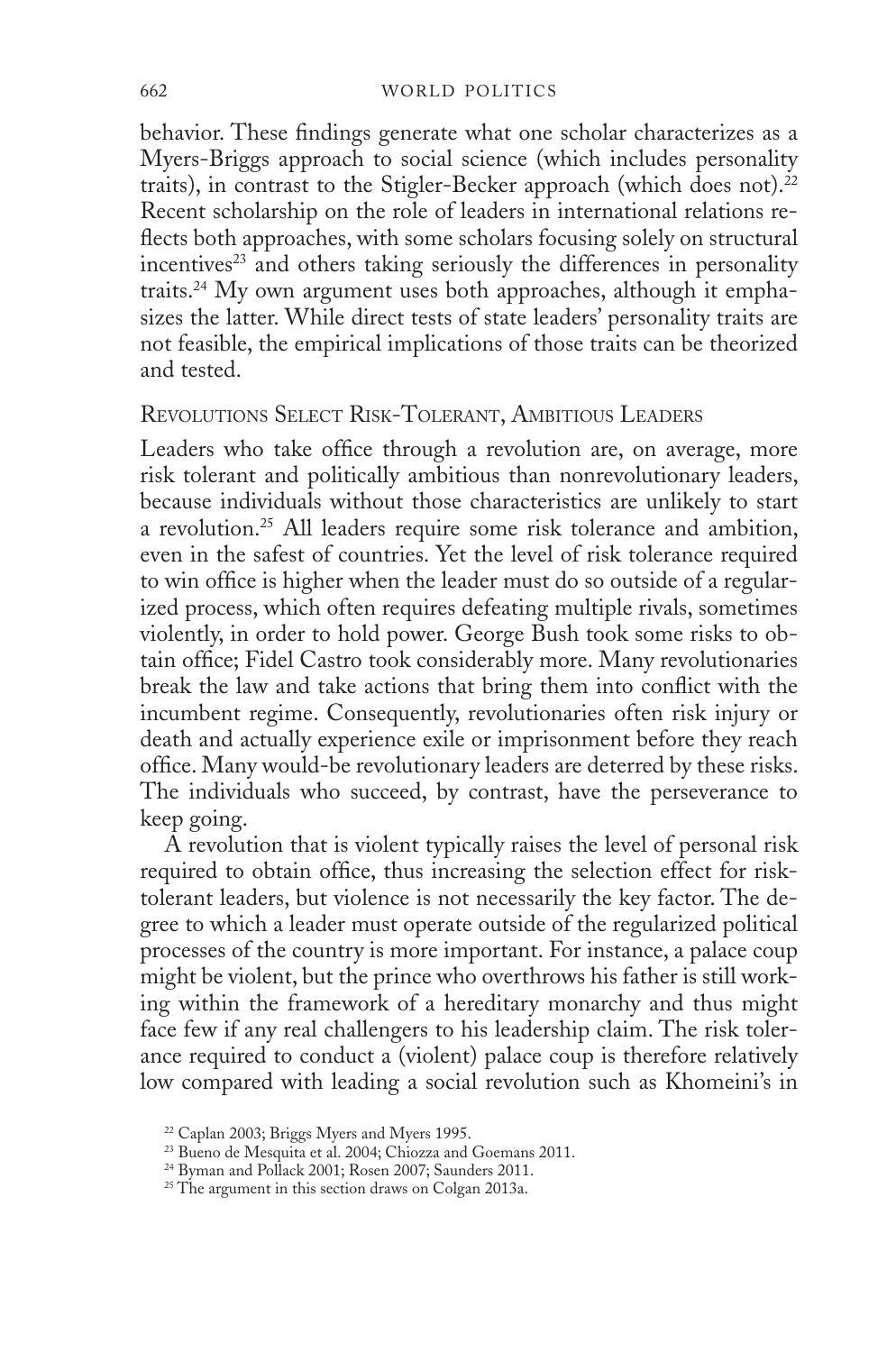behavior. These findings generate what one scholar characterizes as a Myers-Briggs approach to social science (which includes personality traits), in contrast to the Stigler-Becker approach (which does not).[22] Recent scholarship on the role of leaders in international relations reflects both approaches, with some scholars focusing solely on structural incentives[23] and others taking seriously the differences in personality traits.[24] My own argument uses both approaches, although it emphasizes the latter. While direct tests of state leaders' personality traits are not feasible, the empirical implications of those traits can be theorized and tested.

## Revolutions Select Risk-Tolerant, Ambitious Leaders

Leaders who take office through a revolution are, on average, more risk tolerant and politically ambitious than nonrevolutionary leaders, because individuals without those characteristics are unlikely to start a revolution.[25] All leaders require some risk tolerance and ambition, even in the safest of countries. Yet the level of risk tolerance required to win office is higher when the leader must do so outside of a regularized process, which often requires defeating multiple rivals, sometimes violently, in order to hold power. George Bush took some risks to obtain office; Fidel Castro took considerably more. Many revolutionaries break the law and take actions that bring them into conflict with the incumbent regime. Consequently, revolutionaries often risk injury or death and actually experience exile or imprisonment before they reach office. Many would-be revolutionary leaders are deterred by these risks. The individuals who succeed, by contrast, have the perseverance to keep going.

A revolution that is violent typically raises the level of personal risk required to obtain office, thus increasing the selection effect for risk-tolerant leaders, but violence is not necessarily the key factor. The degree to which a leader must operate outside of the regularized political processes of the country is more important. For instance, a palace coup might be violent, but the prince who overthrows his father is still working within the framework of a hereditary monarchy and thus might face few if any real challengers to his leadership claim. The risk tolerance required to conduct a (violent) palace coup is therefore relatively low compared with leading a social revolution such as Khomeini's in

[22] Caplan 2003; Briggs Myers and Myers 1995.

[23] Bueno de Mesquita et al. 2004; Chiozza and Goemans 2011.

[24] Byman and Pollack 2001; Rosen 2007; Saunders 2011.

[25] The argument in this section draws on Colgan 2013a.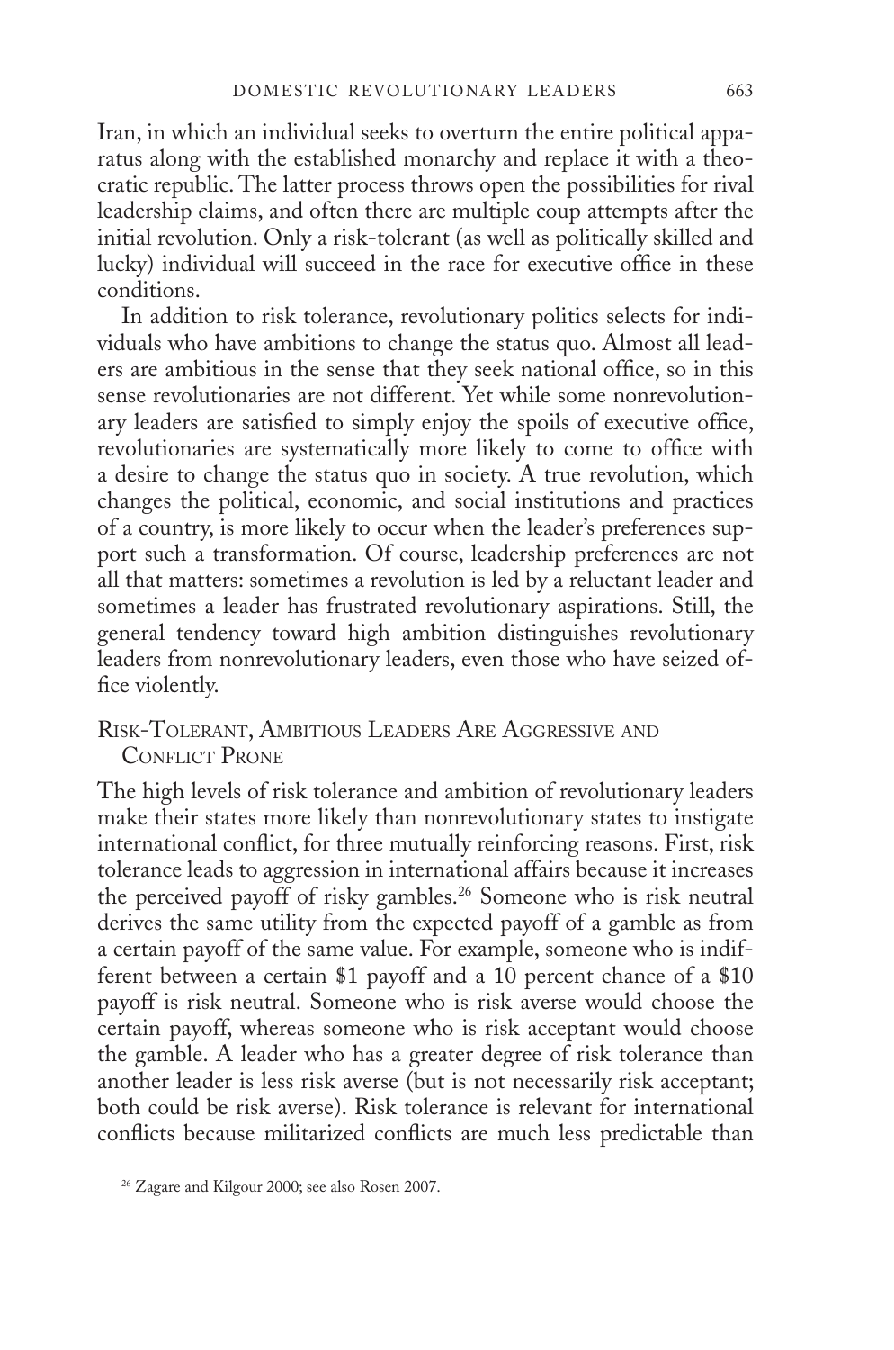Iran, in which an individual seeks to overturn the entire political apparatus along with the established monarchy and replace it with a theocratic republic. The latter process throws open the possibilities for rival leadership claims, and often there are multiple coup attempts after the initial revolution. Only a risk-tolerant (as well as politically skilled and lucky) individual will succeed in the race for executive office in these conditions.

In addition to risk tolerance, revolutionary politics selects for individuals who have ambitions to change the status quo. Almost all leaders are ambitious in the sense that they seek national office, so in this sense revolutionaries are not different. Yet while some nonrevolutionary leaders are satisfied to simply enjoy the spoils of executive office, revolutionaries are systematically more likely to come to office with a desire to change the status quo in society. A true revolution, which changes the political, economic, and social institutions and practices of a country, is more likely to occur when the leader's preferences support such a transformation. Of course, leadership preferences are not all that matters: sometimes a revolution is led by a reluctant leader and sometimes a leader has frustrated revolutionary aspirations. Still, the general tendency toward high ambition distinguishes revolutionary leaders from nonrevolutionary leaders, even those who have seized office violently.

## Risk-Tolerant, Ambitious Leaders Are Aggressive and Conflict Prone

The high levels of risk tolerance and ambition of revolutionary leaders make their states more likely than nonrevolutionary states to instigate international conflict, for three mutually reinforcing reasons. First, risk tolerance leads to aggression in international affairs because it increases the perceived payoff of risky gambles.[26] Someone who is risk neutral derives the same utility from the expected payoff of a gamble as from a certain payoff of the same value. For example, someone who is indifferent between a certain \$1 payoff and a 10 percent chance of a \$10 payoff is risk neutral. Someone who is risk averse would choose the certain payoff, whereas someone who is risk acceptant would choose the gamble. A leader who has a greater degree of risk tolerance than another leader is less risk averse (but is not necessarily risk acceptant; both could be risk averse). Risk tolerance is relevant for international conflicts because militarized conflicts are much less predictable than

[26] Zagare and Kilgour 2000; see also Rosen 2007.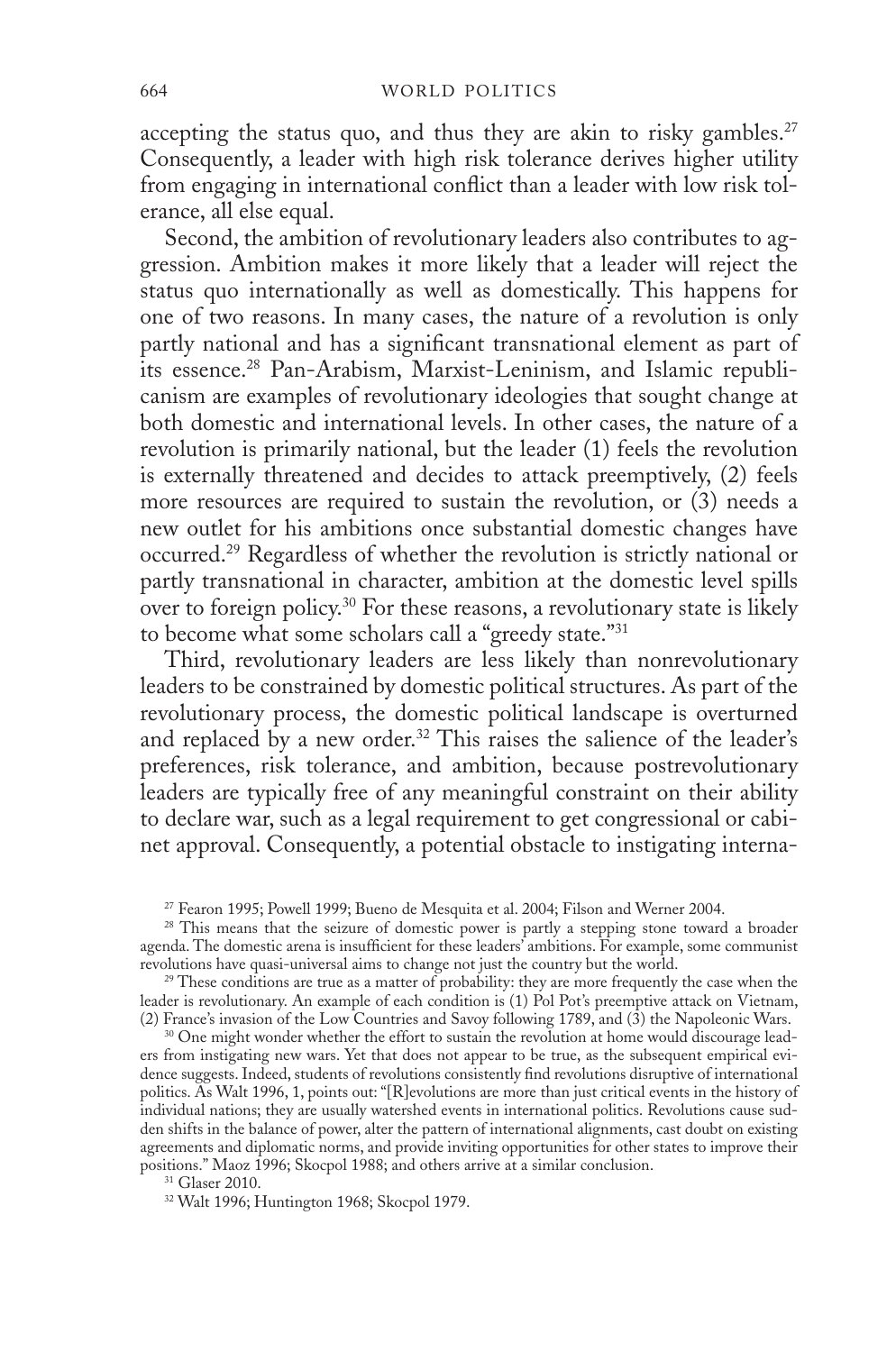accepting the status quo, and thus they are akin to risky gambles.[27] Consequently, a leader with high risk tolerance derives higher utility from engaging in international conflict than a leader with low risk tolerance, all else equal.

Second, the ambition of revolutionary leaders also contributes to aggression. Ambition makes it more likely that a leader will reject the status quo internationally as well as domestically. This happens for one of two reasons. In many cases, the nature of a revolution is only partly national and has a significant transnational element as part of its essence.[28] Pan-Arabism, Marxist-Leninism, and Islamic republicanism are examples of revolutionary ideologies that sought change at both domestic and international levels. In other cases, the nature of a revolution is primarily national, but the leader (1) feels the revolution is externally threatened and decides to attack preemptively, (2) feels more resources are required to sustain the revolution, or (3) needs a new outlet for his ambitions once substantial domestic changes have occurred.[29] Regardless of whether the revolution is strictly national or partly transnational in character, ambition at the domestic level spills over to foreign policy.[30] For these reasons, a revolutionary state is likely to become what some scholars call a "greedy state."[31]

Third, revolutionary leaders are less likely than nonrevolutionary leaders to be constrained by domestic political structures. As part of the revolutionary process, the domestic political landscape is overturned and replaced by a new order.[32] This raises the salience of the leader's preferences, risk tolerance, and ambition, because postrevolutionary leaders are typically free of any meaningful constraint on their ability to declare war, such as a legal requirement to get congressional or cabinet approval. Consequently, a potential obstacle to instigating interna-

[27] Fearon 1995; Powell 1999; Bueno de Mesquita et al. 2004; Filson and Werner 2004.

[28] This means that the seizure of domestic power is partly a stepping stone toward a broader agenda. The domestic arena is insufficient for these leaders' ambitions. For example, some communist revolutions have quasi-universal aims to change not just the country but the world.

[29] These conditions are true as a matter of probability: they are more frequently the case when the leader is revolutionary. An example of each condition is (1) Pol Pot's preemptive attack on Vietnam, (2) France's invasion of the Low Countries and Savoy following 1789, and (3) the Napoleonic Wars.

[30] One might wonder whether the effort to sustain the revolution at home would discourage leaders from instigating new wars. Yet that does not appear to be true, as the subsequent empirical evidence suggests. Indeed, students of revolutions consistently find revolutions disruptive of international politics. As Walt 1996, 1, points out: "[R]evolutions are more than just critical events in the history of individual nations; they are usually watershed events in international politics. Revolutions cause sudden shifts in the balance of power, alter the pattern of international alignments, cast doubt on existing agreements and diplomatic norms, and provide inviting opportunities for other states to improve their positions." Maoz 1996; Skocpol 1988; and others arrive at a similar conclusion.

[31] Glaser 2010.

[32] Walt 1996; Huntington 1968; Skocpol 1979.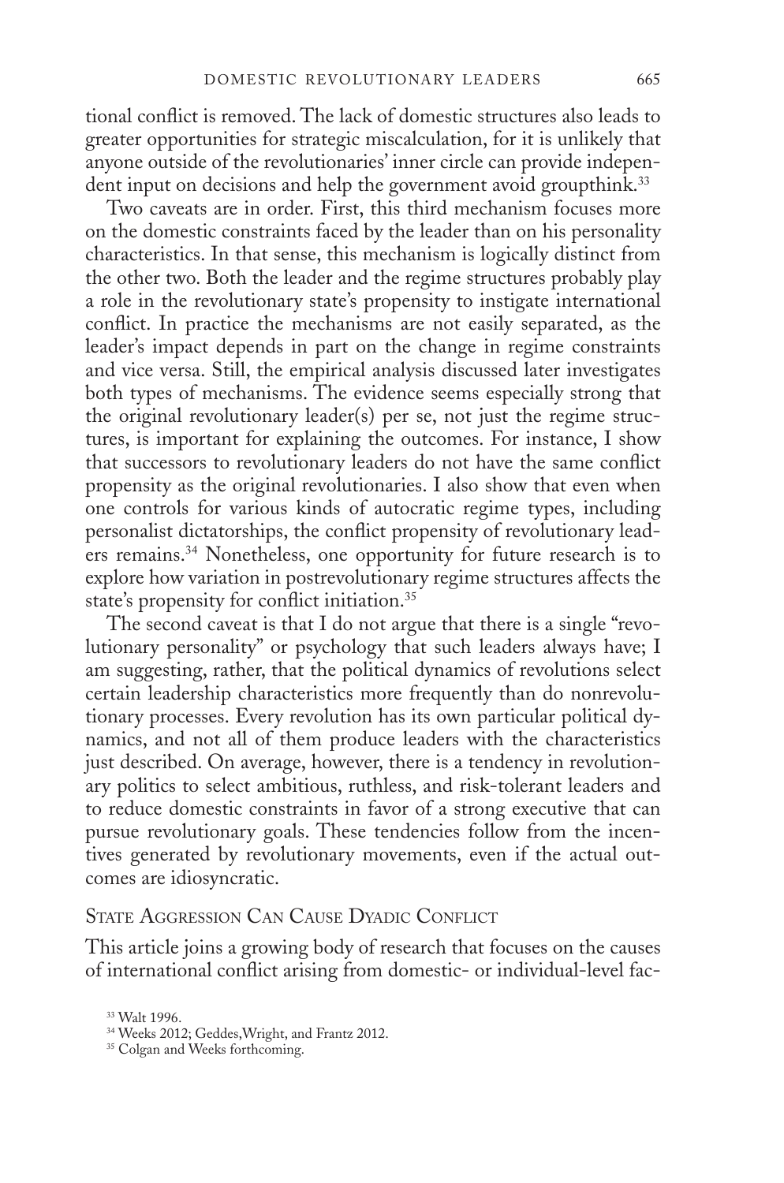tional conflict is removed. The lack of domestic structures also leads to greater opportunities for strategic miscalculation, for it is unlikely that anyone outside of the revolutionaries' inner circle can provide independent input on decisions and help the government avoid groupthink.[33]

Two caveats are in order. First, this third mechanism focuses more on the domestic constraints faced by the leader than on his personality characteristics. In that sense, this mechanism is logically distinct from the other two. Both the leader and the regime structures probably play a role in the revolutionary state's propensity to instigate international conflict. In practice the mechanisms are not easily separated, as the leader's impact depends in part on the change in regime constraints and vice versa. Still, the empirical analysis discussed later investigates both types of mechanisms. The evidence seems especially strong that the original revolutionary leader(s) per se, not just the regime structures, is important for explaining the outcomes. For instance, I show that successors to revolutionary leaders do not have the same conflict propensity as the original revolutionaries. I also show that even when one controls for various kinds of autocratic regime types, including personalist dictatorships, the conflict propensity of revolutionary leaders remains.[34] Nonetheless, one opportunity for future research is to explore how variation in postrevolutionary regime structures affects the state's propensity for conflict initiation.[35]

The second caveat is that I do not argue that there is a single "revolutionary personality" or psychology that such leaders always have; I am suggesting, rather, that the political dynamics of revolutions select certain leadership characteristics more frequently than do nonrevolutionary processes. Every revolution has its own particular political dynamics, and not all of them produce leaders with the characteristics just described. On average, however, there is a tendency in revolutionary politics to select ambitious, ruthless, and risk-tolerant leaders and to reduce domestic constraints in favor of a strong executive that can pursue revolutionary goals. These tendencies follow from the incentives generated by revolutionary movements, even if the actual outcomes are idiosyncratic.

## State Aggression Can Cause Dyadic Conflict

This article joins a growing body of research that focuses on the causes of international conflict arising from domestic- or individual-level fac-

[33] Walt 1996.

[34] Weeks 2012; Geddes, Wright, and Frantz 2012.

[35] Colgan and Weeks forthcoming.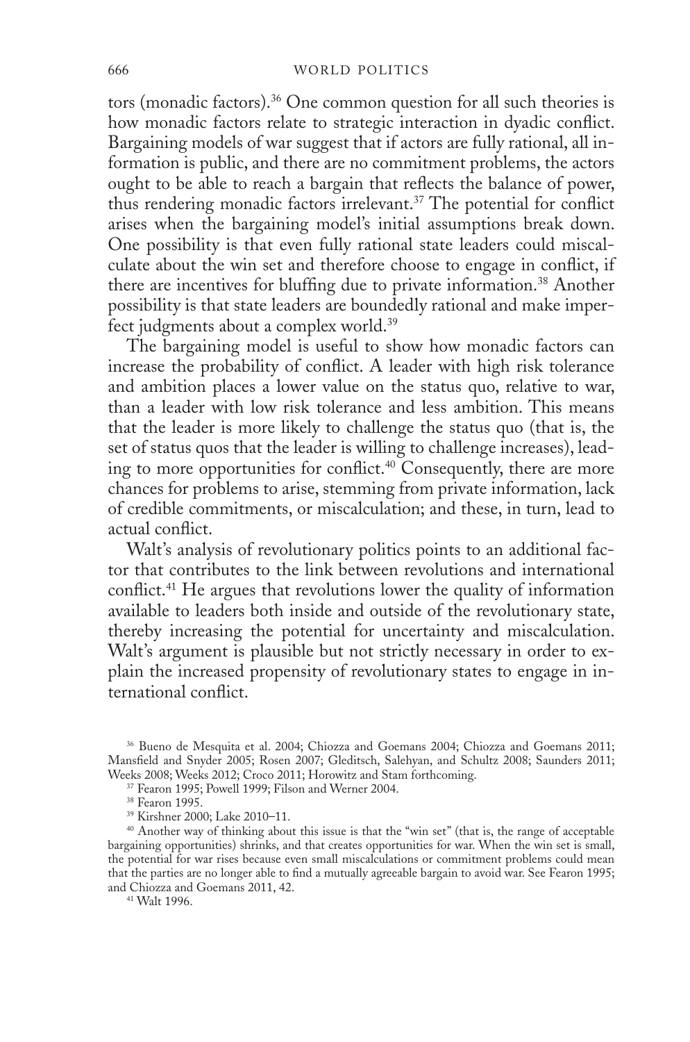tors (monadic factors).[36] One common question for all such theories is how monadic factors relate to strategic interaction in dyadic conflict. Bargaining models of war suggest that if actors are fully rational, all information is public, and there are no commitment problems, the actors ought to be able to reach a bargain that reflects the balance of power, thus rendering monadic factors irrelevant.[37] The potential for conflict arises when the bargaining model's initial assumptions break down. One possibility is that even fully rational state leaders could miscalculate about the win set and therefore choose to engage in conflict, if there are incentives for bluffing due to private information.[38] Another possibility is that state leaders are boundedly rational and make imperfect judgments about a complex world.[39]

The bargaining model is useful to show how monadic factors can increase the probability of conflict. A leader with high risk tolerance and ambition places a lower value on the status quo, relative to war, than a leader with low risk tolerance and less ambition. This means that the leader is more likely to challenge the status quo (that is, the set of status quos that the leader is willing to challenge increases), leading to more opportunities for conflict.[40] Consequently, there are more chances for problems to arise, stemming from private information, lack of credible commitments, or miscalculation; and these, in turn, lead to actual conflict.

Walt's analysis of revolutionary politics points to an additional factor that contributes to the link between revolutions and international conflict.[41] He argues that revolutions lower the quality of information available to leaders both inside and outside of the revolutionary state, thereby increasing the potential for uncertainty and miscalculation. Walt's argument is plausible but not strictly necessary in order to explain the increased propensity of revolutionary states to engage in international conflict.

[36] Bueno de Mesquita et al. 2004; Chiozza and Goemans 2004; Chiozza and Goemans 2011; Mansfield and Snyder 2005; Rosen 2007; Gleditsch, Salehyan, and Schultz 2008; Saunders 2011; Weeks 2008; Weeks 2012; Croco 2011; Horowitz and Stam forthcoming.

[37] Fearon 1995; Powell 1999; Filson and Werner 2004.

[38] Fearon 1995.

[39] Kirshner 2000; Lake 2010–11.

[40] Another way of thinking about this issue is that the "win set" (that is, the range of acceptable bargaining opportunities) shrinks, and that creates opportunities for war. When the win set is small, the potential for war rises because even small miscalculations or commitment problems could mean that the parties are no longer able to find a mutually agreeable bargain to avoid war. See Fearon 1995; and Chiozza and Goemans 2011, 42.

[41] Walt 1996.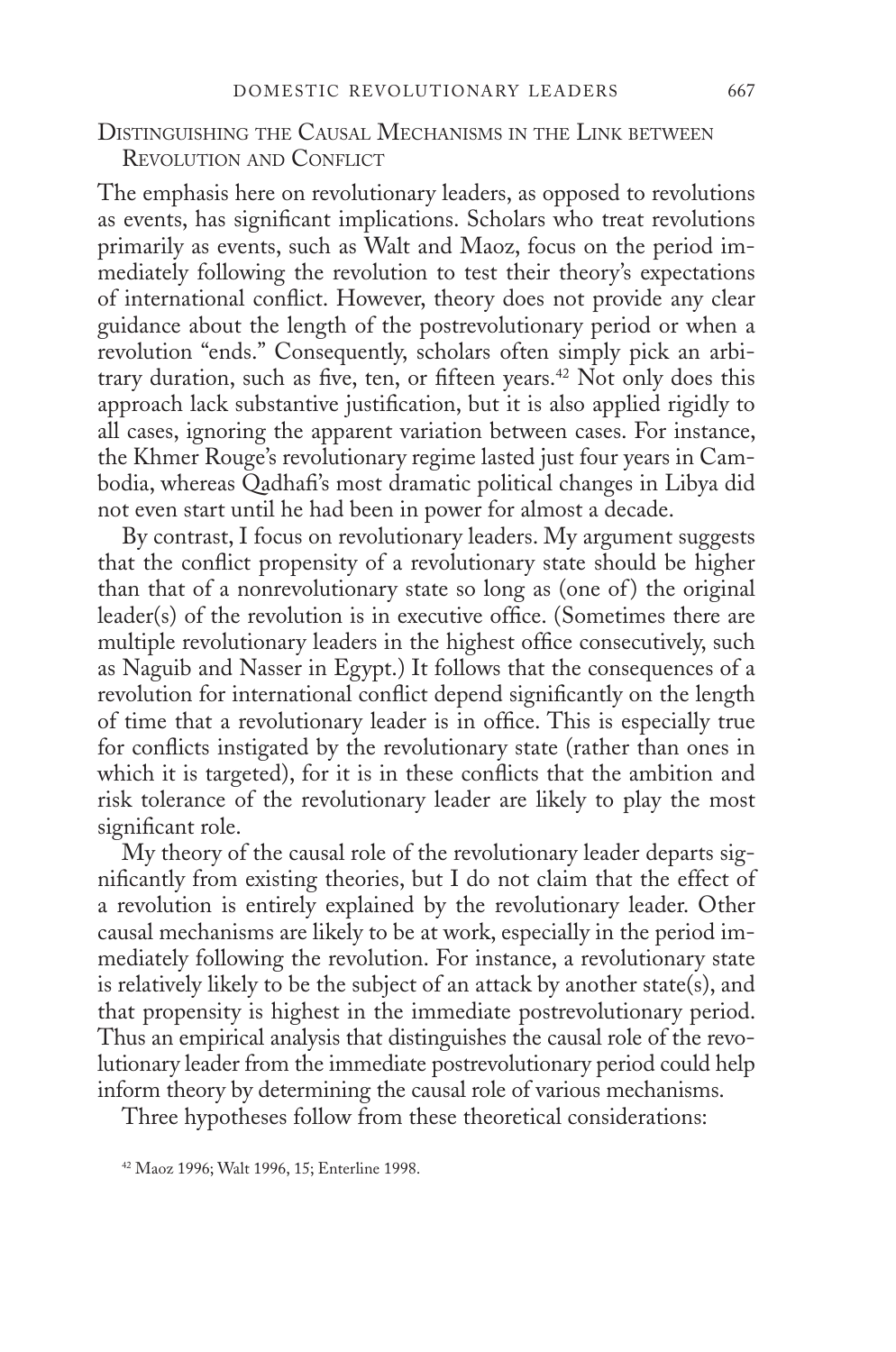## Distinguishing the Causal Mechanisms in the Link between Revolution and Conflict

The emphasis here on revolutionary leaders, as opposed to revolutions as events, has significant implications. Scholars who treat revolutions primarily as events, such as Walt and Maoz, focus on the period immediately following the revolution to test their theory's expectations of international conflict. However, theory does not provide any clear guidance about the length of the postrevolutionary period or when a revolution "ends." Consequently, scholars often simply pick an arbitrary duration, such as five, ten, or fifteen years.[42] Not only does this approach lack substantive justification, but it is also applied rigidly to all cases, ignoring the apparent variation between cases. For instance, the Khmer Rouge's revolutionary regime lasted just four years in Cambodia, whereas Qadhafi's most dramatic political changes in Libya did not even start until he had been in power for almost a decade.

By contrast, I focus on revolutionary leaders. My argument suggests that the conflict propensity of a revolutionary state should be higher than that of a nonrevolutionary state so long as (one of) the original leader(s) of the revolution is in executive office. (Sometimes there are multiple revolutionary leaders in the highest office consecutively, such as Naguib and Nasser in Egypt.) It follows that the consequences of a revolution for international conflict depend significantly on the length of time that a revolutionary leader is in office. This is especially true for conflicts instigated by the revolutionary state (rather than ones in which it is targeted), for it is in these conflicts that the ambition and risk tolerance of the revolutionary leader are likely to play the most significant role.

My theory of the causal role of the revolutionary leader departs significantly from existing theories, but I do not claim that the effect of a revolution is entirely explained by the revolutionary leader. Other causal mechanisms are likely to be at work, especially in the period immediately following the revolution. For instance, a revolutionary state is relatively likely to be the subject of an attack by another state(s), and that propensity is highest in the immediate postrevolutionary period. Thus an empirical analysis that distinguishes the causal role of the revolutionary leader from the immediate postrevolutionary period could help inform theory by determining the causal role of various mechanisms.

Three hypotheses follow from these theoretical considerations:

[42] Maoz 1996; Walt 1996, 15; Enterline 1998.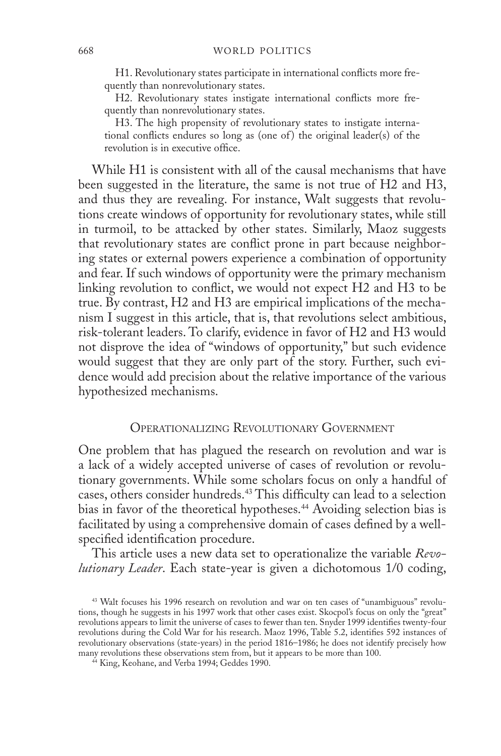H1. Revolutionary states participate in international conflicts more frequently than nonrevolutionary states.

H2. Revolutionary states instigate international conflicts more frequently than nonrevolutionary states.

H3. The high propensity of revolutionary states to instigate international conflicts endures so long as (one of) the original leader(s) of the revolution is in executive office.

While H1 is consistent with all of the causal mechanisms that have been suggested in the literature, the same is not true of H2 and H3, and thus they are revealing. For instance, Walt suggests that revolutions create windows of opportunity for revolutionary states, while still in turmoil, to be attacked by other states. Similarly, Maoz suggests that revolutionary states are conflict prone in part because neighboring states or external powers experience a combination of opportunity and fear. If such windows of opportunity were the primary mechanism linking revolution to conflict, we would not expect H2 and H3 to be true. By contrast, H2 and H3 are empirical implications of the mechanism I suggest in this article, that is, that revolutions select ambitious, risk-tolerant leaders. To clarify, evidence in favor of H2 and H3 would not disprove the idea of "windows of opportunity," but such evidence would suggest that they are only part of the story. Further, such evidence would add precision about the relative importance of the various hypothesized mechanisms.

## Operationalizing Revolutionary Government

One problem that has plagued the research on revolution and war is a lack of a widely accepted universe of cases of revolution or revolutionary governments. While some scholars focus on only a handful of cases, others consider hundreds.[43] This difficulty can lead to a selection bias in favor of the theoretical hypotheses.[44] Avoiding selection bias is facilitated by using a comprehensive domain of cases defined by a well-specified identification procedure.

This article uses a new data set to operationalize the variable *Revolutionary Leader*. Each state-year is given a dichotomous 1/0 coding,

[43] Walt focuses his 1996 research on revolution and war on ten cases of "unambiguous" revolutions, though he suggests in his 1997 work that other cases exist. Skocpol's focus on only the "great" revolutions appears to limit the universe of cases to fewer than ten. Snyder 1999 identifies twenty-four revolutions during the Cold War for his research. Maoz 1996, Table 5.2, identifies 592 instances of revolutionary observations (state-years) in the period 1816–1986; he does not identify precisely how many revolutions these observations stem from, but it appears to be more than 100.

[44] King, Keohane, and Verba 1994; Geddes 1990.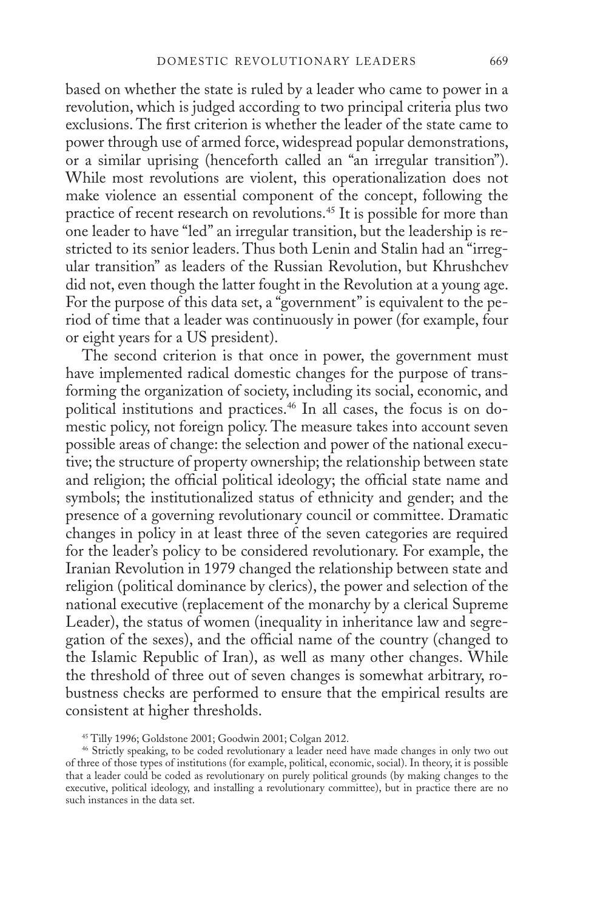based on whether the state is ruled by a leader who came to power in a revolution, which is judged according to two principal criteria plus two exclusions. The first criterion is whether the leader of the state came to power through use of armed force, widespread popular demonstrations, or a similar uprising (henceforth called an "an irregular transition"). While most revolutions are violent, this operationalization does not make violence an essential component of the concept, following the practice of recent research on revolutions.[45] It is possible for more than one leader to have "led" an irregular transition, but the leadership is restricted to its senior leaders. Thus both Lenin and Stalin had an "irregular transition" as leaders of the Russian Revolution, but Khrushchev did not, even though the latter fought in the Revolution at a young age. For the purpose of this data set, a "government" is equivalent to the period of time that a leader was continuously in power (for example, four or eight years for a US president).

The second criterion is that once in power, the government must have implemented radical domestic changes for the purpose of transforming the organization of society, including its social, economic, and political institutions and practices.[46] In all cases, the focus is on domestic policy, not foreign policy. The measure takes into account seven possible areas of change: the selection and power of the national executive; the structure of property ownership; the relationship between state and religion; the official political ideology; the official state name and symbols; the institutionalized status of ethnicity and gender; and the presence of a governing revolutionary council or committee. Dramatic changes in policy in at least three of the seven categories are required for the leader's policy to be considered revolutionary. For example, the Iranian Revolution in 1979 changed the relationship between state and religion (political dominance by clerics), the power and selection of the national executive (replacement of the monarchy by a clerical Supreme Leader), the status of women (inequality in inheritance law and segregation of the sexes), and the official name of the country (changed to the Islamic Republic of Iran), as well as many other changes. While the threshold of three out of seven changes is somewhat arbitrary, robustness checks are performed to ensure that the empirical results are consistent at higher thresholds.

[45] Tilly 1996; Goldstone 2001; Goodwin 2001; Colgan 2012.

[46] Strictly speaking, to be coded revolutionary a leader need have made changes in only two out of three of those types of institutions (for example, political, economic, social). In theory, it is possible that a leader could be coded as revolutionary on purely political grounds (by making changes to the executive, political ideology, and installing a revolutionary committee), but in practice there are no such instances in the data set.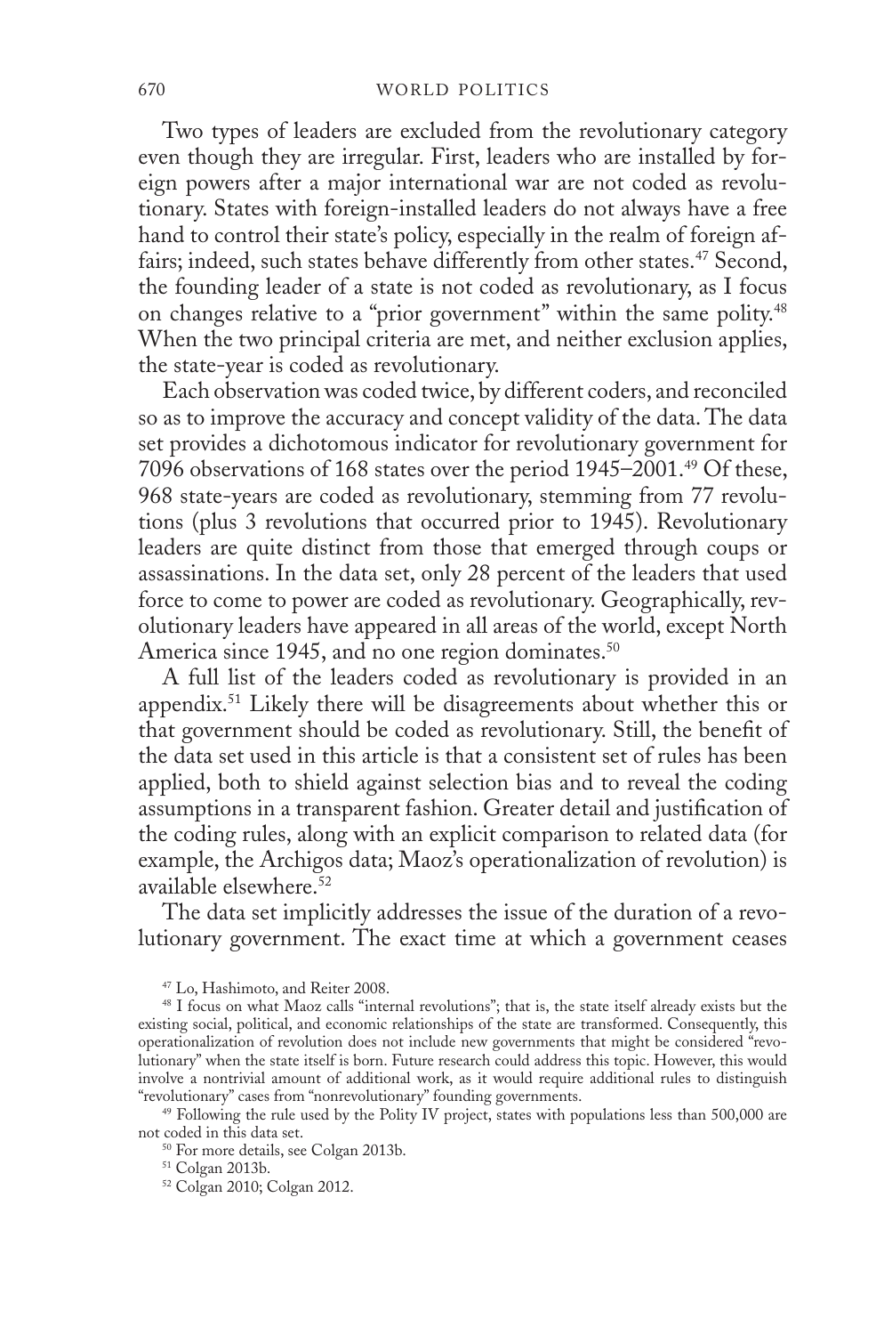Two types of leaders are excluded from the revolutionary category even though they are irregular. First, leaders who are installed by foreign powers after a major international war are not coded as revolutionary. States with foreign-installed leaders do not always have a free hand to control their state's policy, especially in the realm of foreign affairs; indeed, such states behave differently from other states.[47] Second, the founding leader of a state is not coded as revolutionary, as I focus on changes relative to a "prior government" within the same polity.[48] When the two principal criteria are met, and neither exclusion applies, the state-year is coded as revolutionary.

Each observation was coded twice, by different coders, and reconciled so as to improve the accuracy and concept validity of the data. The data set provides a dichotomous indicator for revolutionary government for 7096 observations of 168 states over the period 1945–2001.[49] Of these, 968 state-years are coded as revolutionary, stemming from 77 revolutions (plus 3 revolutions that occurred prior to 1945). Revolutionary leaders are quite distinct from those that emerged through coups or assassinations. In the data set, only 28 percent of the leaders that used force to come to power are coded as revolutionary. Geographically, revolutionary leaders have appeared in all areas of the world, except North America since 1945, and no one region dominates.[50]

A full list of the leaders coded as revolutionary is provided in an appendix.[51] Likely there will be disagreements about whether this or that government should be coded as revolutionary. Still, the benefit of the data set used in this article is that a consistent set of rules has been applied, both to shield against selection bias and to reveal the coding assumptions in a transparent fashion. Greater detail and justification of the coding rules, along with an explicit comparison to related data (for example, the Archigos data; Maoz's operationalization of revolution) is available elsewhere.[52]

The data set implicitly addresses the issue of the duration of a revolutionary government. The exact time at which a government ceases

---

[47] Lo, Hashimoto, and Reiter 2008.

[48] I focus on what Maoz calls "internal revolutions"; that is, the state itself already exists but the existing social, political, and economic relationships of the state are transformed. Consequently, this operationalization of revolution does not include new governments that might be considered "revolutionary" when the state itself is born. Future research could address this topic. However, this would involve a nontrivial amount of additional work, as it would require additional rules to distinguish "revolutionary" cases from "nonrevolutionary" founding governments.

[49] Following the rule used by the Polity IV project, states with populations less than 500,000 are not coded in this data set.

[50] For more details, see Colgan 2013b.

[51] Colgan 2013b.

[52] Colgan 2010; Colgan 2012.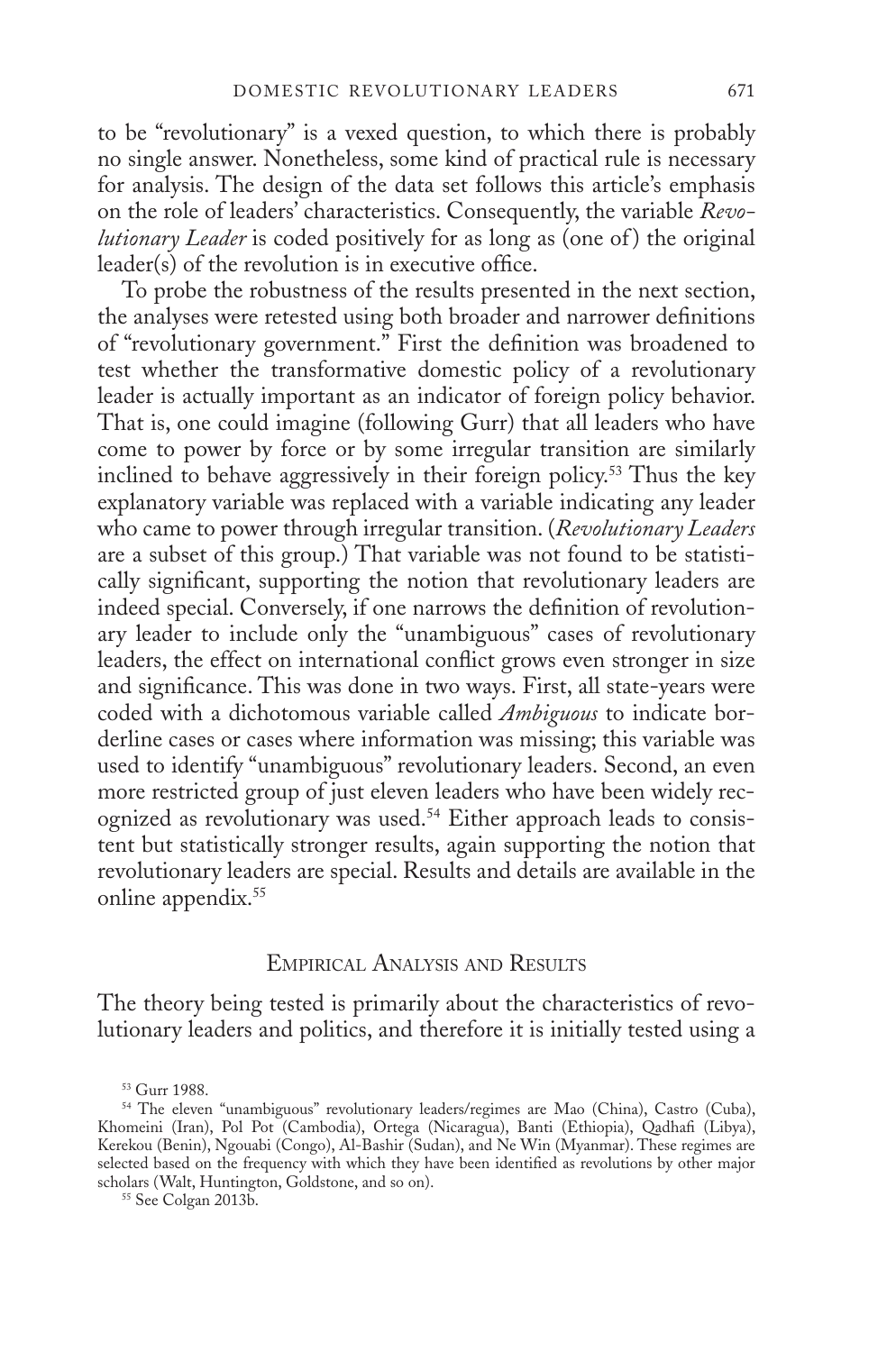to be "revolutionary" is a vexed question, to which there is probably no single answer. Nonetheless, some kind of practical rule is necessary for analysis. The design of the data set follows this article's emphasis on the role of leaders' characteristics. Consequently, the variable *Revolutionary Leader* is coded positively for as long as (one of) the original leader(s) of the revolution is in executive office.

To probe the robustness of the results presented in the next section, the analyses were retested using both broader and narrower definitions of "revolutionary government." First the definition was broadened to test whether the transformative domestic policy of a revolutionary leader is actually important as an indicator of foreign policy behavior. That is, one could imagine (following Gurr) that all leaders who have come to power by force or by some irregular transition are similarly inclined to behave aggressively in their foreign policy.[53] Thus the key explanatory variable was replaced with a variable indicating any leader who came to power through irregular transition. (*Revolutionary Leaders* are a subset of this group.) That variable was not found to be statistically significant, supporting the notion that revolutionary leaders are indeed special. Conversely, if one narrows the definition of revolutionary leader to include only the "unambiguous" cases of revolutionary leaders, the effect on international conflict grows even stronger in size and significance. This was done in two ways. First, all state-years were coded with a dichotomous variable called *Ambiguous* to indicate borderline cases or cases where information was missing; this variable was used to identify "unambiguous" revolutionary leaders. Second, an even more restricted group of just eleven leaders who have been widely recognized as revolutionary was used.[54] Either approach leads to consistent but statistically stronger results, again supporting the notion that revolutionary leaders are special. Results and details are available in the online appendix.[55]

## Empirical Analysis and Results

The theory being tested is primarily about the characteristics of revolutionary leaders and politics, and therefore it is initially tested using a

[53] Gurr 1988.

[54] The eleven "unambiguous" revolutionary leaders/regimes are Mao (China), Castro (Cuba), Khomeini (Iran), Pol Pot (Cambodia), Ortega (Nicaragua), Banti (Ethiopia), Qadhafi (Libya), Kerekou (Benin), Ngouabi (Congo), Al-Bashir (Sudan), and Ne Win (Myanmar). These regimes are selected based on the frequency with which they have been identified as revolutions by other major scholars (Walt, Huntington, Goldstone, and so on).

[55] See Colgan 2013b.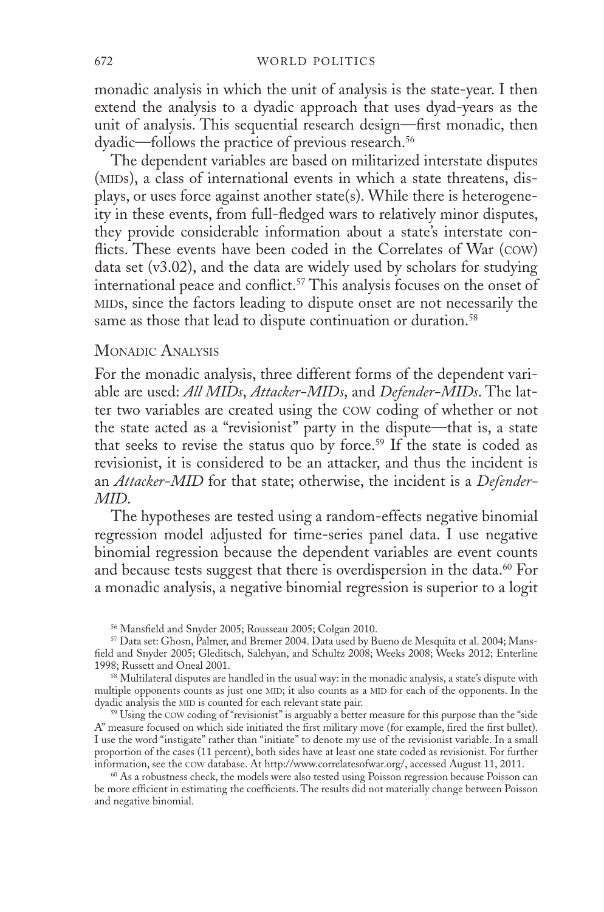monadic analysis in which the unit of analysis is the state-year. I then extend the analysis to a dyadic approach that uses dyad-years as the unit of analysis. This sequential research design—first monadic, then dyadic—follows the practice of previous research.[56]

The dependent variables are based on militarized interstate disputes (MIDs), a class of international events in which a state threatens, displays, or uses force against another state(s). While there is heterogeneity in these events, from full-fledged wars to relatively minor disputes, they provide considerable information about a state's interstate conflicts. These events have been coded in the Correlates of War (COW) data set (v3.02), and the data are widely used by scholars for studying international peace and conflict.[57] This analysis focuses on the onset of MIDs, since the factors leading to dispute onset are not necessarily the same as those that lead to dispute continuation or duration.[58]

## Monadic Analysis

For the monadic analysis, three different forms of the dependent variable are used: *All MIDs*, *Attacker-MIDs*, and *Defender-MIDs*. The latter two variables are created using the COW coding of whether or not the state acted as a "revisionist" party in the dispute—that is, a state that seeks to revise the status quo by force.[59] If the state is coded as revisionist, it is considered to be an attacker, and thus the incident is an *Attacker-MID* for that state; otherwise, the incident is a *Defender-MID*.

The hypotheses are tested using a random-effects negative binomial regression model adjusted for time-series panel data. I use negative binomial regression because the dependent variables are event counts and because tests suggest that there is overdispersion in the data.[60] For a monadic analysis, a negative binomial regression is superior to a logit

---

[56] Mansfield and Snyder 2005; Rousseau 2005; Colgan 2010.

[57] Data set: Ghosn, Palmer, and Bremer 2004. Data used by Bueno de Mesquita et al. 2004; Mansfield and Snyder 2005; Gleditsch, Salehyan, and Schultz 2008; Weeks 2008; Weeks 2012; Enterline 1998; Russett and Oneal 2001.

[58] Multilateral disputes are handled in the usual way: in the monadic analysis, a state's dispute with multiple opponents counts as just one MID; it also counts as a MID for each of the opponents. In the dyadic analysis the MID is counted for each relevant state pair.

[59] Using the COW coding of "revisionist" is arguably a better measure for this purpose than the "side A" measure focused on which side initiated the first military move (for example, fired the first bullet). I use the word "instigate" rather than "initiate" to denote my use of the revisionist variable. In a small proportion of the cases (11 percent), both sides have at least one state coded as revisionist. For further information, see the COW database. At http://www.correlatesofwar.org/, accessed August 11, 2011.

[60] As a robustness check, the models were also tested using Poisson regression because Poisson can be more efficient in estimating the coefficients. The results did not materially change between Poisson and negative binomial.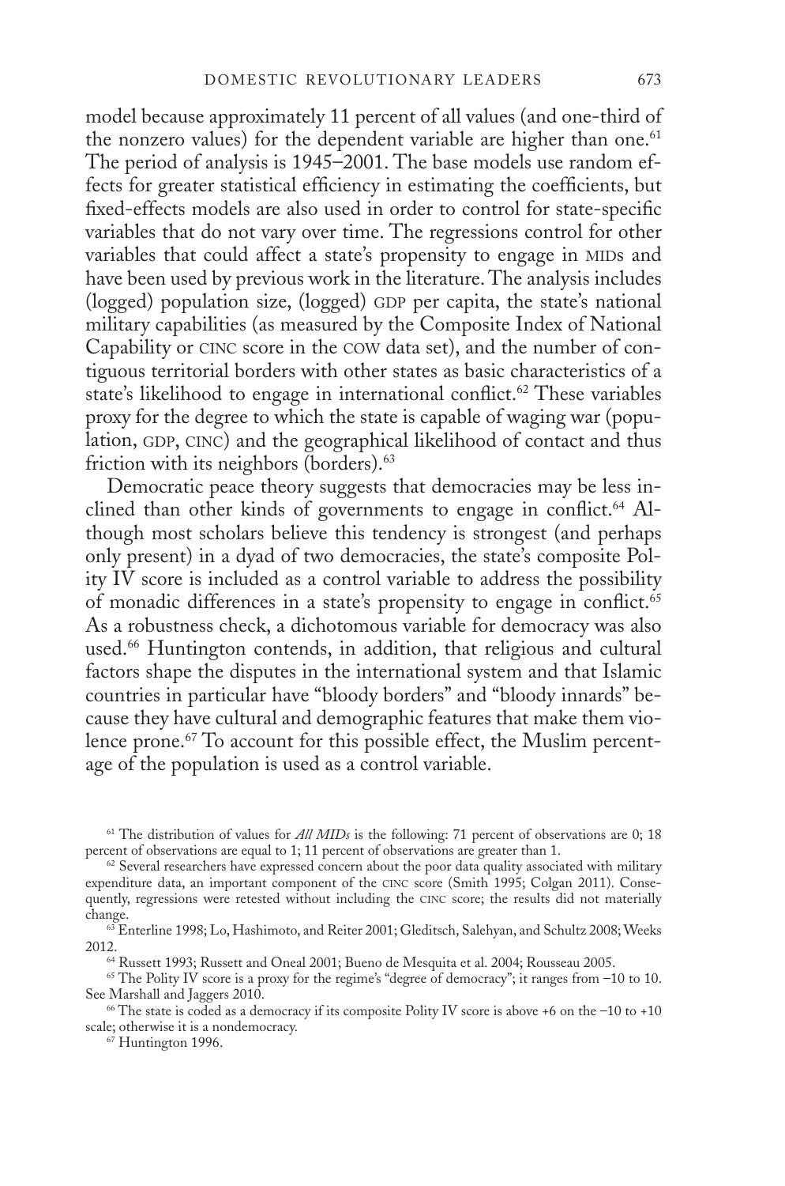model because approximately 11 percent of all values (and one-third of the nonzero values) for the dependent variable are higher than one.[61] The period of analysis is 1945–2001. The base models use random effects for greater statistical efficiency in estimating the coefficients, but fixed-effects models are also used in order to control for state-specific variables that do not vary over time. The regressions control for other variables that could affect a state's propensity to engage in MIDs and have been used by previous work in the literature. The analysis includes (logged) population size, (logged) GDP per capita, the state's national military capabilities (as measured by the Composite Index of National Capability or CINC score in the COW data set), and the number of contiguous territorial borders with other states as basic characteristics of a state's likelihood to engage in international conflict.[62] These variables proxy for the degree to which the state is capable of waging war (population, GDP, CINC) and the geographical likelihood of contact and thus friction with its neighbors (borders).[63]

Democratic peace theory suggests that democracies may be less inclined than other kinds of governments to engage in conflict.[64] Although most scholars believe this tendency is strongest (and perhaps only present) in a dyad of two democracies, the state's composite Polity IV score is included as a control variable to address the possibility of monadic differences in a state's propensity to engage in conflict.[65] As a robustness check, a dichotomous variable for democracy was also used.[66] Huntington contends, in addition, that religious and cultural factors shape the disputes in the international system and that Islamic countries in particular have "bloody borders" and "bloody innards" because they have cultural and demographic features that make them violence prone.[67] To account for this possible effect, the Muslim percentage of the population is used as a control variable.

---

[61] The distribution of values for *All MIDs* is the following: 71 percent of observations are 0; 18 percent of observations are equal to 1; 11 percent of observations are greater than 1.

[62] Several researchers have expressed concern about the poor data quality associated with military expenditure data, an important component of the CINC score (Smith 1995; Colgan 2011). Consequently, regressions were retested without including the CINC score; the results did not materially change.

[63] Enterline 1998; Lo, Hashimoto, and Reiter 2001; Gleditsch, Salehyan, and Schultz 2008; Weeks 2012.

[64] Russett 1993; Russett and Oneal 2001; Bueno de Mesquita et al. 2004; Rousseau 2005.

[65] The Polity IV score is a proxy for the regime's "degree of democracy"; it ranges from −10 to 10. See Marshall and Jaggers 2010.

[66] The state is coded as a democracy if its composite Polity IV score is above +6 on the −10 to +10 scale; otherwise it is a nondemocracy.

[67] Huntington 1996.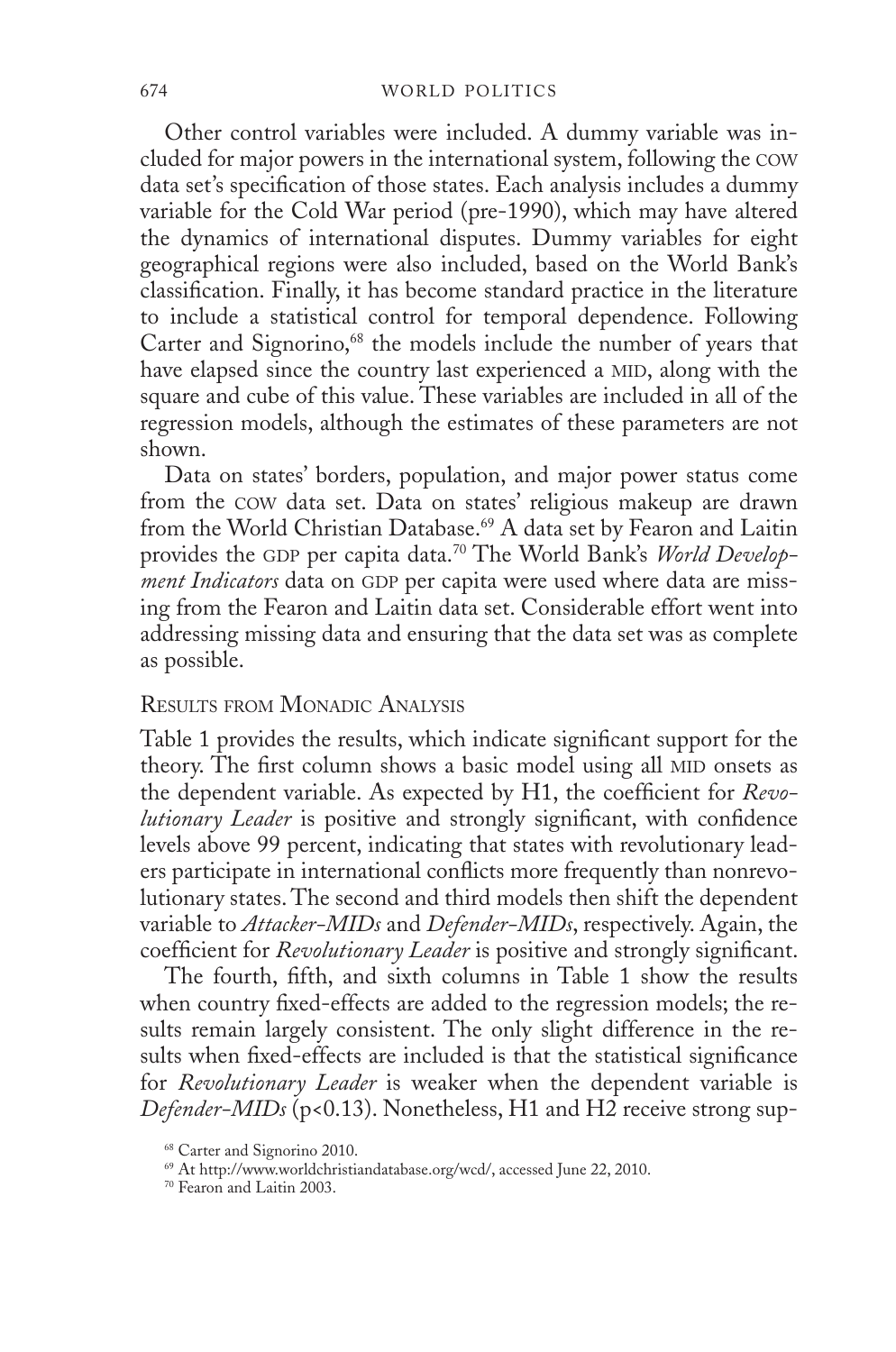Other control variables were included. A dummy variable was included for major powers in the international system, following the COW data set's specification of those states. Each analysis includes a dummy variable for the Cold War period (pre-1990), which may have altered the dynamics of international disputes. Dummy variables for eight geographical regions were also included, based on the World Bank's classification. Finally, it has become standard practice in the literature to include a statistical control for temporal dependence. Following Carter and Signorino,[68] the models include the number of years that have elapsed since the country last experienced a MID, along with the square and cube of this value. These variables are included in all of the regression models, although the estimates of these parameters are not shown.

Data on states' borders, population, and major power status come from the COW data set. Data on states' religious makeup are drawn from the World Christian Database.[69] A data set by Fearon and Laitin provides the GDP per capita data.[70] The World Bank's *World Development Indicators* data on GDP per capita were used where data are missing from the Fearon and Laitin data set. Considerable effort went into addressing missing data and ensuring that the data set was as complete as possible.

## Results from Monadic Analysis

Table 1 provides the results, which indicate significant support for the theory. The first column shows a basic model using all MID onsets as the dependent variable. As expected by H1, the coefficient for *Revolutionary Leader* is positive and strongly significant, with confidence levels above 99 percent, indicating that states with revolutionary leaders participate in international conflicts more frequently than nonrevolutionary states. The second and third models then shift the dependent variable to *Attacker-MIDs* and *Defender-MIDs*, respectively. Again, the coefficient for *Revolutionary Leader* is positive and strongly significant.

The fourth, fifth, and sixth columns in Table 1 show the results when country fixed-effects are added to the regression models; the results remain largely consistent. The only slight difference in the results when fixed-effects are included is that the statistical significance for *Revolutionary Leader* is weaker when the dependent variable is *Defender-MIDs* ($p<0.13$). Nonetheless, H1 and H2 receive strong sup-

[68] Carter and Signorino 2010.

[69] At http://www.worldchristiandatabase.org/wcd/, accessed June 22, 2010.

[70] Fearon and Laitin 2003.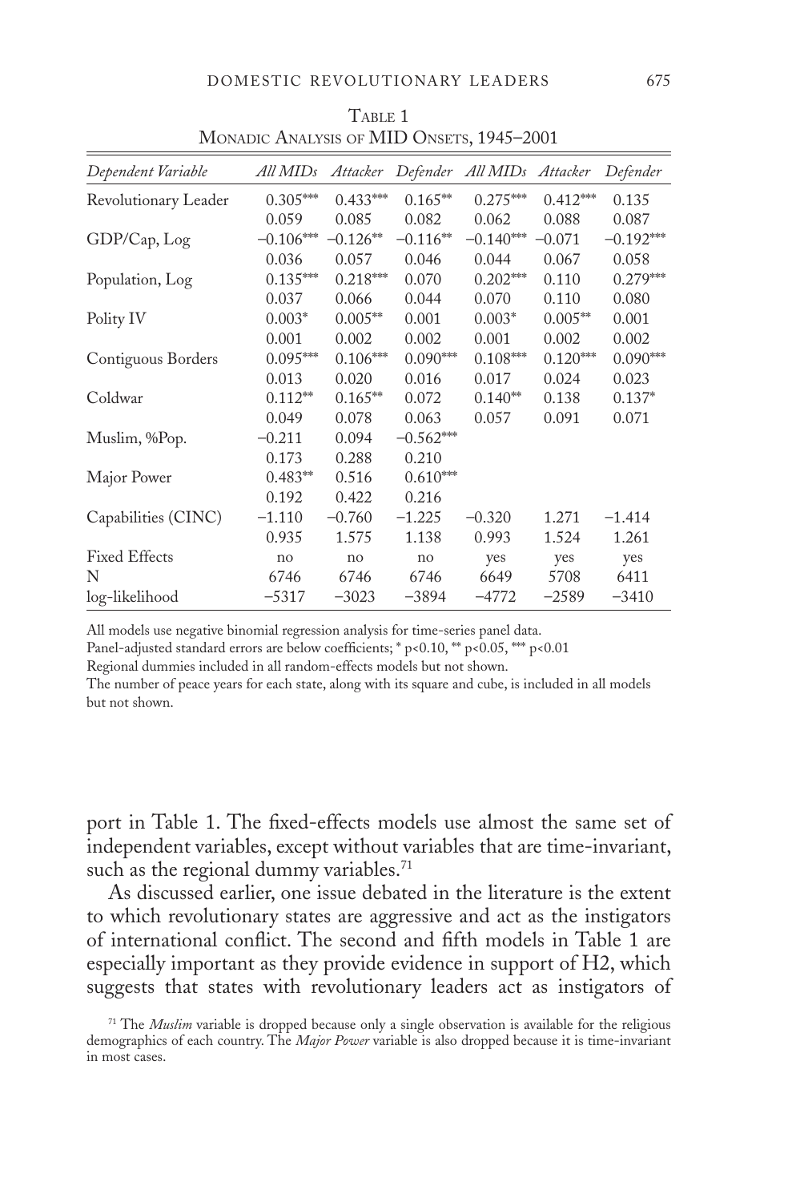Table 1
Monadic Analysis of MID Onsets, 1945–2001

| *Dependent Variable* | *All MIDs* | *Attacker* | *Defender* | *All MIDs* | *Attacker* | *Defender* |
|---|---|---|---|---|---|---|
| Revolutionary Leader | 0.305*** | 0.433*** | 0.165** | 0.275*** | 0.412*** | 0.135 |
| | 0.059 | 0.085 | 0.082 | 0.062 | 0.088 | 0.087 |
| GDP/Cap, Log | −0.106*** | −0.126** | −0.116** | −0.140*** | −0.071 | −0.192*** |
| | 0.036 | 0.057 | 0.046 | 0.044 | 0.067 | 0.058 |
| Population, Log | 0.135*** | 0.218*** | 0.070 | 0.202*** | 0.110 | 0.279*** |
| | 0.037 | 0.066 | 0.044 | 0.070 | 0.110 | 0.080 |
| Polity IV | 0.003* | 0.005** | 0.001 | 0.003* | 0.005** | 0.001 |
| | 0.001 | 0.002 | 0.002 | 0.001 | 0.002 | 0.002 |
| Contiguous Borders | 0.095*** | 0.106*** | 0.090*** | 0.108*** | 0.120*** | 0.090*** |
| | 0.013 | 0.020 | 0.016 | 0.017 | 0.024 | 0.023 |
| Coldwar | 0.112** | 0.165** | 0.072 | 0.140** | 0.138 | 0.137* |
| | 0.049 | 0.078 | 0.063 | 0.057 | 0.091 | 0.071 |
| Muslim, %Pop. | −0.211 | 0.094 | −0.562*** | | | |
| | 0.173 | 0.288 | 0.210 | | | |
| Major Power | 0.483** | 0.516 | 0.610*** | | | |
| | 0.192 | 0.422 | 0.216 | | | |
| Capabilities (CINC) | −1.110 | −0.760 | −1.225 | −0.320 | 1.271 | −1.414 |
| | 0.935 | 1.575 | 1.138 | 0.993 | 1.524 | 1.261 |
| Fixed Effects | no | no | no | yes | yes | yes |
| N | 6746 | 6746 | 6746 | 6649 | 5708 | 6411 |
| log-likelihood | −5317 | −3023 | −3894 | −4772 | −2589 | −3410 |

All models use negative binomial regression analysis for time-series panel data.
Panel-adjusted standard errors are below coefficients; * p<0.10, ** p<0.05, *** p<0.01
Regional dummies included in all random-effects models but not shown.
The number of peace years for each state, along with its square and cube, is included in all models but not shown.

port in Table 1. The fixed-effects models use almost the same set of independent variables, except without variables that are time-invariant, such as the regional dummy variables.[71]

As discussed earlier, one issue debated in the literature is the extent to which revolutionary states are aggressive and act as the instigators of international conflict. The second and fifth models in Table 1 are especially important as they provide evidence in support of H2, which suggests that states with revolutionary leaders act as instigators of

[71] The *Muslim* variable is dropped because only a single observation is available for the religious demographics of each country. The *Major Power* variable is also dropped because it is time-invariant in most cases.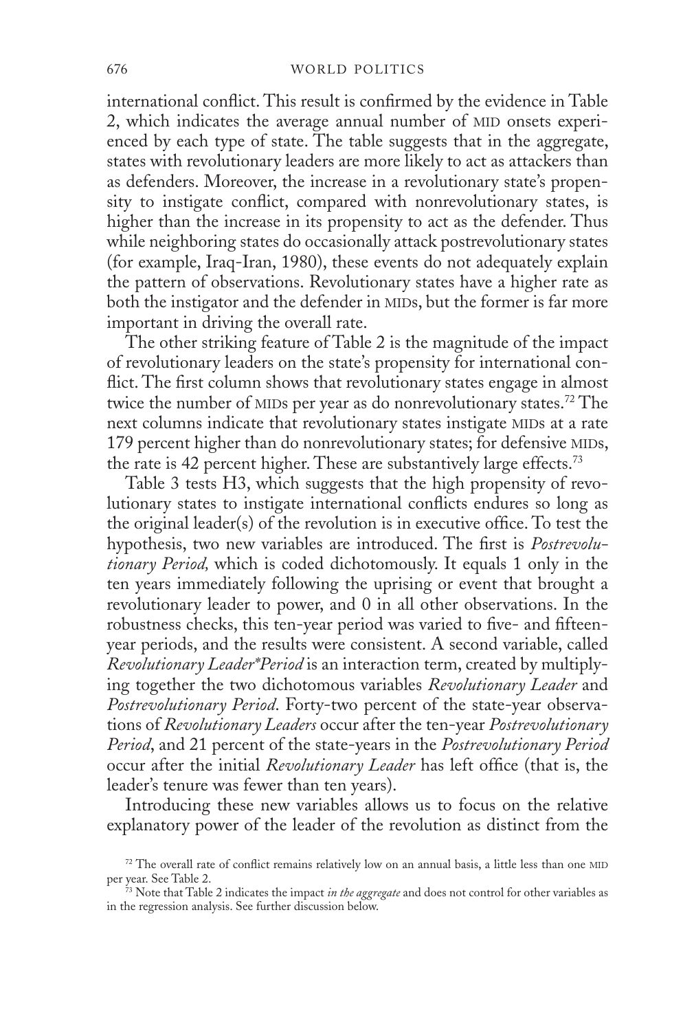international conflict. This result is confirmed by the evidence in Table 2, which indicates the average annual number of MID onsets experienced by each type of state. The table suggests that in the aggregate, states with revolutionary leaders are more likely to act as attackers than as defenders. Moreover, the increase in a revolutionary state's propensity to instigate conflict, compared with nonrevolutionary states, is higher than the increase in its propensity to act as the defender. Thus while neighboring states do occasionally attack postrevolutionary states (for example, Iraq-Iran, 1980), these events do not adequately explain the pattern of observations. Revolutionary states have a higher rate as both the instigator and the defender in MIDs, but the former is far more important in driving the overall rate.

The other striking feature of Table 2 is the magnitude of the impact of revolutionary leaders on the state's propensity for international conflict. The first column shows that revolutionary states engage in almost twice the number of MIDs per year as do nonrevolutionary states.[72] The next columns indicate that revolutionary states instigate MIDs at a rate 179 percent higher than do nonrevolutionary states; for defensive MIDs, the rate is 42 percent higher. These are substantively large effects.[73]

Table 3 tests H3, which suggests that the high propensity of revolutionary states to instigate international conflicts endures so long as the original leader(s) of the revolution is in executive office. To test the hypothesis, two new variables are introduced. The first is *Postrevolutionary Period,* which is coded dichotomously. It equals 1 only in the ten years immediately following the uprising or event that brought a revolutionary leader to power, and 0 in all other observations. In the robustness checks, this ten-year period was varied to five- and fifteen-year periods, and the results were consistent. A second variable, called *Revolutionary Leader*Period* is an interaction term, created by multiplying together the two dichotomous variables *Revolutionary Leader* and *Postrevolutionary Period*. Forty-two percent of the state-year observations of *Revolutionary Leaders* occur after the ten-year *Postrevolutionary Period*, and 21 percent of the state-years in the *Postrevolutionary Period* occur after the initial *Revolutionary Leader* has left office (that is, the leader's tenure was fewer than ten years).

Introducing these new variables allows us to focus on the relative explanatory power of the leader of the revolution as distinct from the

---

[72] The overall rate of conflict remains relatively low on an annual basis, a little less than one MID per year. See Table 2.

[73] Note that Table 2 indicates the impact *in the aggregate* and does not control for other variables as in the regression analysis. See further discussion below.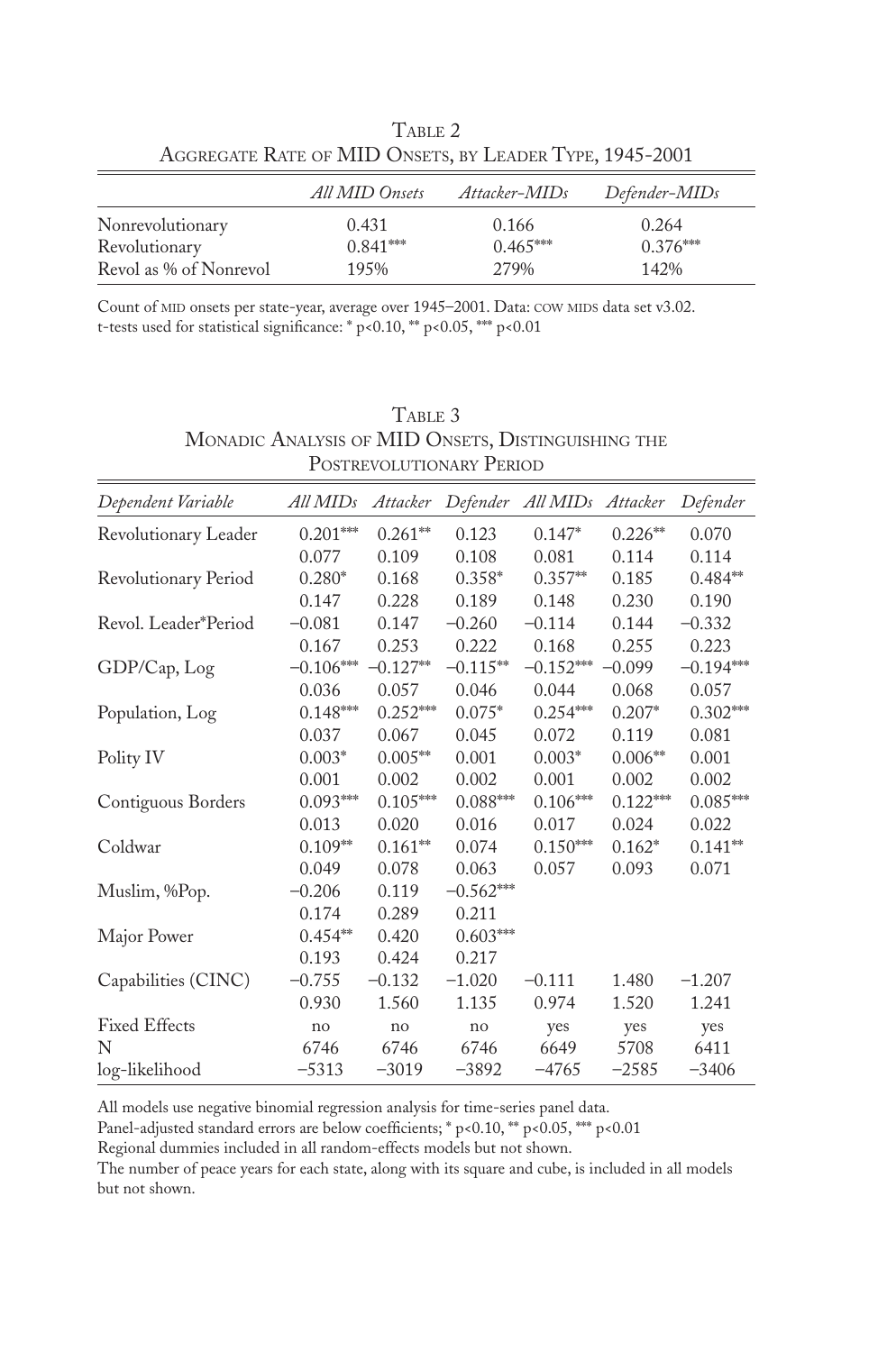Table 2
Aggregate Rate of MID Onsets, by Leader Type, 1945-2001

| | *All MID Onsets* | *Attacker-MIDs* | *Defender-MIDs* |
|---|---|---|---|
| Nonrevolutionary | 0.431 | 0.166 | 0.264 |
| Revolutionary | 0.841*** | 0.465*** | 0.376*** |
| Revol as % of Nonrevol | 195% | 279% | 142% |

Count of MID onsets per state-year, average over 1945–2001. Data: COW MIDS data set v3.02.
t-tests used for statistical significance: * p<0.10, ** p<0.05, *** p<0.01

Table 3
Monadic Analysis of MID Onsets, Distinguishing the Postrevolutionary Period

| *Dependent Variable* | *All MIDs* | *Attacker* | *Defender* | *All MIDs* | *Attacker* | *Defender* |
|---|---|---|---|---|---|---|
| Revolutionary Leader | 0.201*** | 0.261** | 0.123 | 0.147* | 0.226** | 0.070 |
| | 0.077 | 0.109 | 0.108 | 0.081 | 0.114 | 0.114 |
| Revolutionary Period | 0.280* | 0.168 | 0.358* | 0.357** | 0.185 | 0.484** |
| | 0.147 | 0.228 | 0.189 | 0.148 | 0.230 | 0.190 |
| Revol. Leader*Period | −0.081 | 0.147 | −0.260 | −0.114 | 0.144 | −0.332 |
| | 0.167 | 0.253 | 0.222 | 0.168 | 0.255 | 0.223 |
| GDP/Cap, Log | −0.106*** | −0.127** | −0.115** | −0.152*** | −0.099 | −0.194*** |
| | 0.036 | 0.057 | 0.046 | 0.044 | 0.068 | 0.057 |
| Population, Log | 0.148*** | 0.252*** | 0.075* | 0.254*** | 0.207* | 0.302*** |
| | 0.037 | 0.067 | 0.045 | 0.072 | 0.119 | 0.081 |
| Polity IV | 0.003* | 0.005** | 0.001 | 0.003* | 0.006** | 0.001 |
| | 0.001 | 0.002 | 0.002 | 0.001 | 0.002 | 0.002 |
| Contiguous Borders | 0.093*** | 0.105*** | 0.088*** | 0.106*** | 0.122*** | 0.085*** |
| | 0.013 | 0.020 | 0.016 | 0.017 | 0.024 | 0.022 |
| Coldwar | 0.109** | 0.161** | 0.074 | 0.150*** | 0.162* | 0.141** |
| | 0.049 | 0.078 | 0.063 | 0.057 | 0.093 | 0.071 |
| Muslim, %Pop. | −0.206 | 0.119 | −0.562*** | | | |
| | 0.174 | 0.289 | 0.211 | | | |
| Major Power | 0.454** | 0.420 | 0.603*** | | | |
| | 0.193 | 0.424 | 0.217 | | | |
| Capabilities (CINC) | −0.755 | −0.132 | −1.020 | −0.111 | 1.480 | −1.207 |
| | 0.930 | 1.560 | 1.135 | 0.974 | 1.520 | 1.241 |
| Fixed Effects | no | no | no | yes | yes | yes |
| N | 6746 | 6746 | 6746 | 6649 | 5708 | 6411 |
| log-likelihood | −5313 | −3019 | −3892 | −4765 | −2585 | −3406 |

All models use negative binomial regression analysis for time-series panel data.
Panel-adjusted standard errors are below coefficients; * p<0.10, ** p<0.05, *** p<0.01
Regional dummies included in all random-effects models but not shown.
The number of peace years for each state, along with its square and cube, is included in all models but not shown.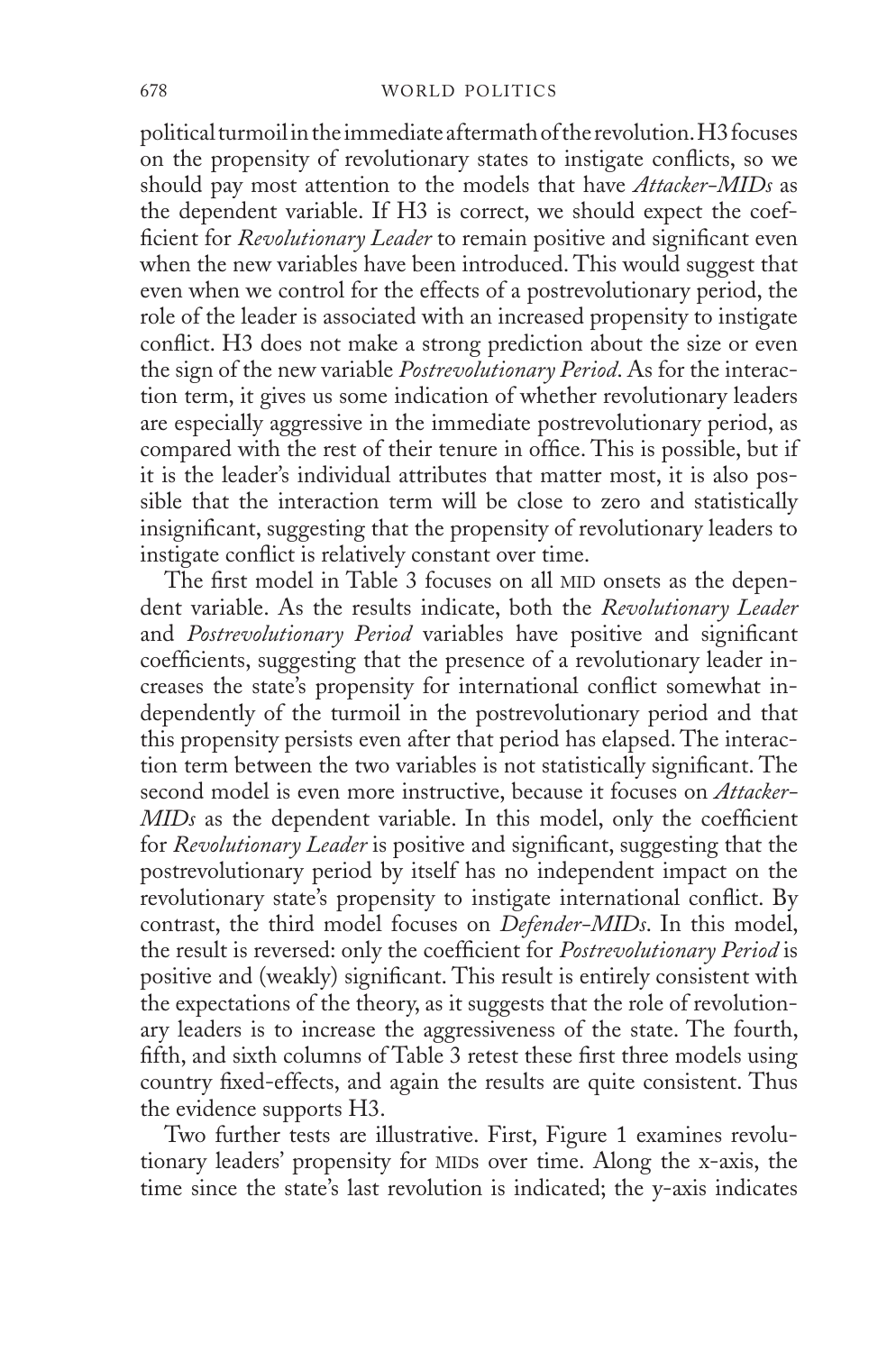political turmoil in the immediate aftermath of the revolution. H3 focuses on the propensity of revolutionary states to instigate conflicts, so we should pay most attention to the models that have *Attacker-MIDs* as the dependent variable. If H3 is correct, we should expect the coefficient for *Revolutionary Leader* to remain positive and significant even when the new variables have been introduced. This would suggest that even when we control for the effects of a postrevolutionary period, the role of the leader is associated with an increased propensity to instigate conflict. H3 does not make a strong prediction about the size or even the sign of the new variable *Postrevolutionary Period*. As for the interaction term, it gives us some indication of whether revolutionary leaders are especially aggressive in the immediate postrevolutionary period, as compared with the rest of their tenure in office. This is possible, but if it is the leader's individual attributes that matter most, it is also possible that the interaction term will be close to zero and statistically insignificant, suggesting that the propensity of revolutionary leaders to instigate conflict is relatively constant over time.

The first model in Table 3 focuses on all MID onsets as the dependent variable. As the results indicate, both the *Revolutionary Leader* and *Postrevolutionary Period* variables have positive and significant coefficients, suggesting that the presence of a revolutionary leader increases the state's propensity for international conflict somewhat independently of the turmoil in the postrevolutionary period and that this propensity persists even after that period has elapsed. The interaction term between the two variables is not statistically significant. The second model is even more instructive, because it focuses on *Attacker-MIDs* as the dependent variable. In this model, only the coefficient for *Revolutionary Leader* is positive and significant, suggesting that the postrevolutionary period by itself has no independent impact on the revolutionary state's propensity to instigate international conflict. By contrast, the third model focuses on *Defender-MIDs*. In this model, the result is reversed: only the coefficient for *Postrevolutionary Period* is positive and (weakly) significant. This result is entirely consistent with the expectations of the theory, as it suggests that the role of revolutionary leaders is to increase the aggressiveness of the state. The fourth, fifth, and sixth columns of Table 3 retest these first three models using country fixed-effects, and again the results are quite consistent. Thus the evidence supports H3.

Two further tests are illustrative. First, Figure 1 examines revolutionary leaders' propensity for MIDs over time. Along the x-axis, the time since the state's last revolution is indicated; the y-axis indicates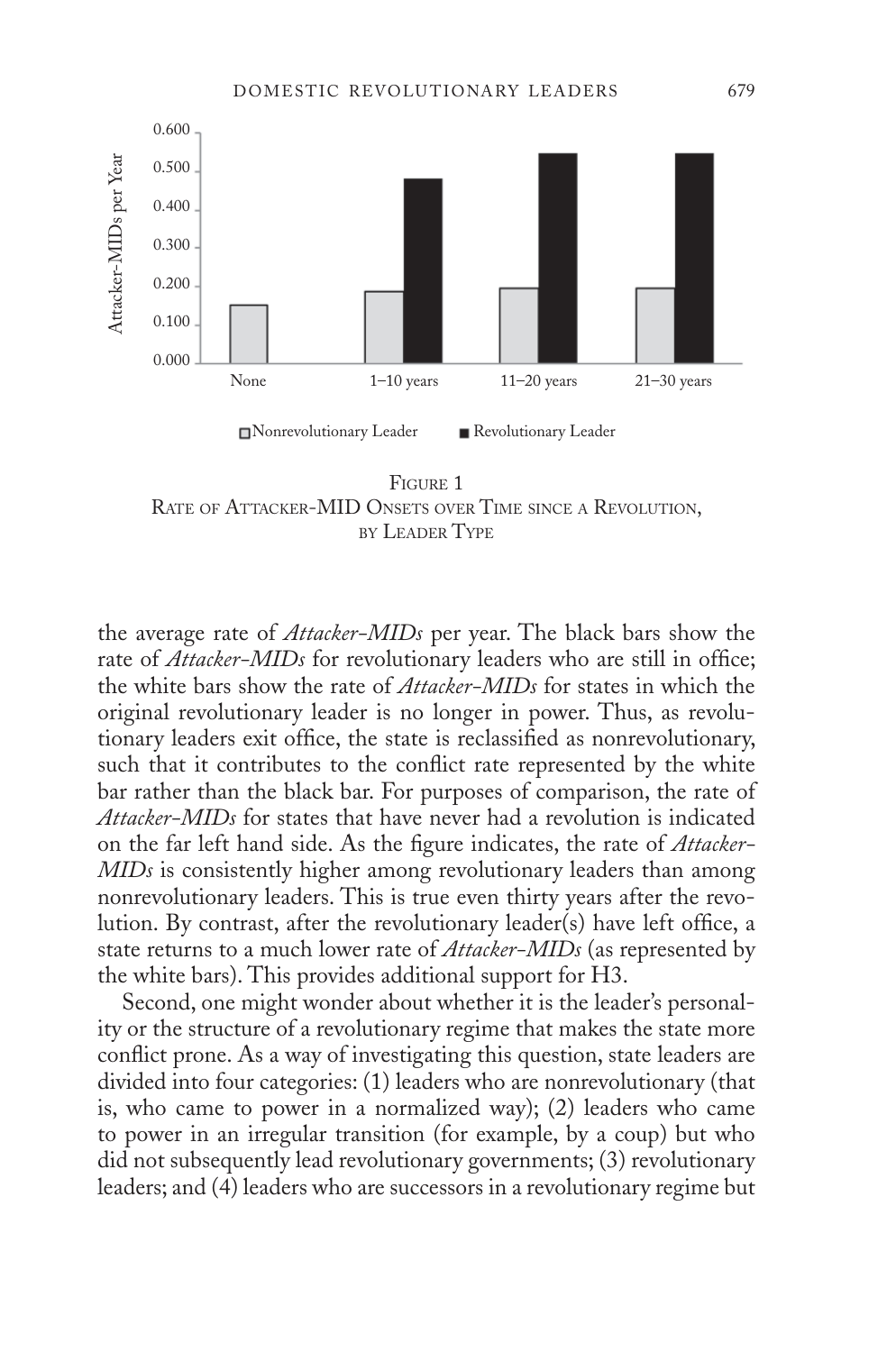FIGURE 1
RATE OF ATTACKER-MID ONSETS OVER TIME SINCE A REVOLUTION, BY LEADER TYPE

the average rate of *Attacker-MIDs* per year. The black bars show the rate of *Attacker-MIDs* for revolutionary leaders who are still in office; the white bars show the rate of *Attacker-MIDs* for states in which the original revolutionary leader is no longer in power. Thus, as revolutionary leaders exit office, the state is reclassified as nonrevolutionary, such that it contributes to the conflict rate represented by the white bar rather than the black bar. For purposes of comparison, the rate of *Attacker-MIDs* for states that have never had a revolution is indicated on the far left hand side. As the figure indicates, the rate of *Attacker-MIDs* is consistently higher among revolutionary leaders than among nonrevolutionary leaders. This is true even thirty years after the revolution. By contrast, after the revolutionary leader(s) have left office, a state returns to a much lower rate of *Attacker-MIDs* (as represented by the white bars). This provides additional support for H3.

Second, one might wonder about whether it is the leader's personality or the structure of a revolutionary regime that makes the state more conflict prone. As a way of investigating this question, state leaders are divided into four categories: (1) leaders who are nonrevolutionary (that is, who came to power in a normalized way); (2) leaders who came to power in an irregular transition (for example, by a coup) but who did not subsequently lead revolutionary governments; (3) revolutionary leaders; and (4) leaders who are successors in a revolutionary regime but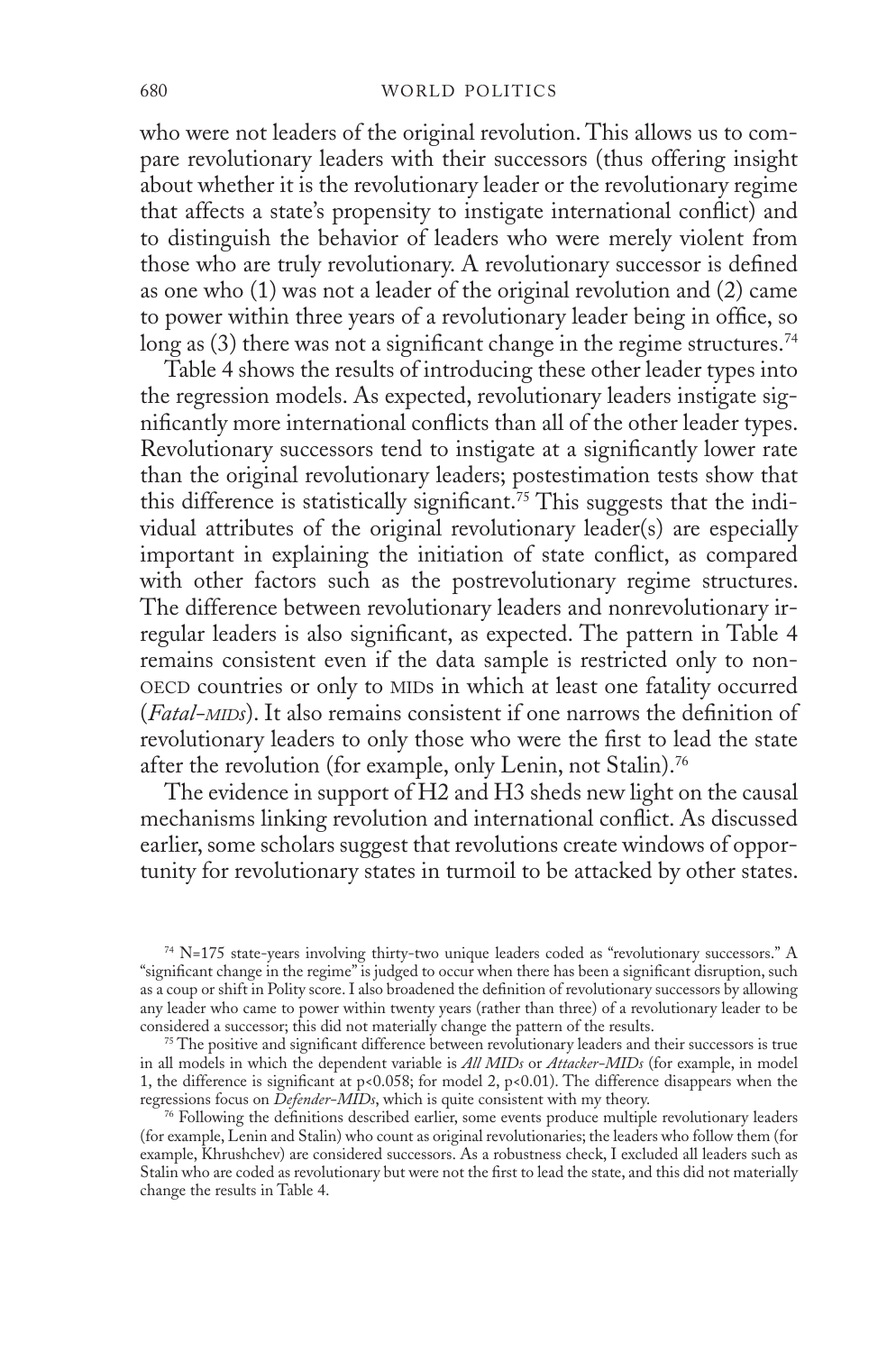who were not leaders of the original revolution. This allows us to compare revolutionary leaders with their successors (thus offering insight about whether it is the revolutionary leader or the revolutionary regime that affects a state's propensity to instigate international conflict) and to distinguish the behavior of leaders who were merely violent from those who are truly revolutionary. A revolutionary successor is defined as one who (1) was not a leader of the original revolution and (2) came to power within three years of a revolutionary leader being in office, so long as (3) there was not a significant change in the regime structures.[74]

Table 4 shows the results of introducing these other leader types into the regression models. As expected, revolutionary leaders instigate significantly more international conflicts than all of the other leader types. Revolutionary successors tend to instigate at a significantly lower rate than the original revolutionary leaders; postestimation tests show that this difference is statistically significant.[75] This suggests that the individual attributes of the original revolutionary leader(s) are especially important in explaining the initiation of state conflict, as compared with other factors such as the postrevolutionary regime structures. The difference between revolutionary leaders and nonrevolutionary irregular leaders is also significant, as expected. The pattern in Table 4 remains consistent even if the data sample is restricted only to non-OECD countries or only to MIDs in which at least one fatality occurred (*Fatal-MIDs*). It also remains consistent if one narrows the definition of revolutionary leaders to only those who were the first to lead the state after the revolution (for example, only Lenin, not Stalin).[76]

The evidence in support of H2 and H3 sheds new light on the causal mechanisms linking revolution and international conflict. As discussed earlier, some scholars suggest that revolutions create windows of opportunity for revolutionary states in turmoil to be attacked by other states.

[74] N=175 state-years involving thirty-two unique leaders coded as "revolutionary successors." A "significant change in the regime" is judged to occur when there has been a significant disruption, such as a coup or shift in Polity score. I also broadened the definition of revolutionary successors by allowing any leader who came to power within twenty years (rather than three) of a revolutionary leader to be considered a successor; this did not materially change the pattern of the results.

[75] The positive and significant difference between revolutionary leaders and their successors is true in all models in which the dependent variable is *All MIDs* or *Attacker-MIDs* (for example, in model 1, the difference is significant at $p<0.058$; for model 2, $p<0.01$). The difference disappears when the regressions focus on *Defender-MIDs*, which is quite consistent with my theory.

[76] Following the definitions described earlier, some events produce multiple revolutionary leaders (for example, Lenin and Stalin) who count as original revolutionaries; the leaders who follow them (for example, Khrushchev) are considered successors. As a robustness check, I excluded all leaders such as Stalin who are coded as revolutionary but were not the first to lead the state, and this did not materially change the results in Table 4.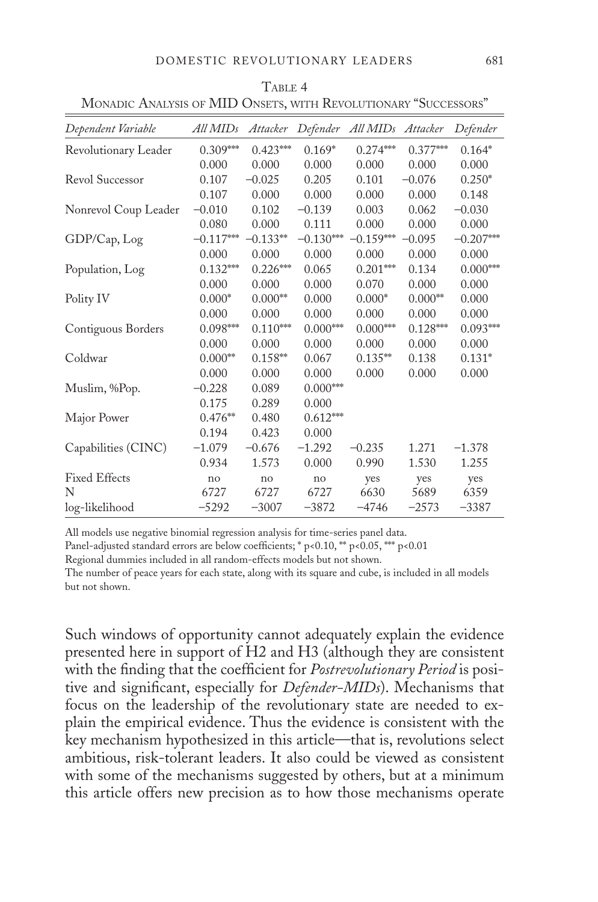TABLE 4
MONADIC ANALYSIS OF MID ONSETS, WITH REVOLUTIONARY "SUCCESSORS"

| *Dependent Variable* | *All MIDs* | *Attacker* | *Defender* | *All MIDs* | *Attacker* | *Defender* |
|---|---|---|---|---|---|---|
| Revolutionary Leader | 0.309*** | 0.423*** | 0.169* | 0.274*** | 0.377*** | 0.164* |
| | 0.000 | 0.000 | 0.000 | 0.000 | 0.000 | 0.000 |
| Revol Successor | 0.107 | −0.025 | 0.205 | 0.101 | −0.076 | 0.250* |
| | 0.107 | 0.000 | 0.000 | 0.000 | 0.000 | 0.148 |
| Nonrevol Coup Leader | −0.010 | 0.102 | −0.139 | 0.003 | 0.062 | −0.030 |
| | 0.080 | 0.000 | 0.111 | 0.000 | 0.000 | 0.000 |
| GDP/Cap, Log | −0.117*** | −0.133** | −0.130*** | −0.159*** | −0.095 | −0.207*** |
| | 0.000 | 0.000 | 0.000 | 0.000 | 0.000 | 0.000 |
| Population, Log | 0.132*** | 0.226*** | 0.065 | 0.201*** | 0.134 | 0.000*** |
| | 0.000 | 0.000 | 0.000 | 0.070 | 0.000 | 0.000 |
| Polity IV | 0.000* | 0.000** | 0.000 | 0.000* | 0.000** | 0.000 |
| | 0.000 | 0.000 | 0.000 | 0.000 | 0.000 | 0.000 |
| Contiguous Borders | 0.098*** | 0.110*** | 0.000*** | 0.000*** | 0.128*** | 0.093*** |
| | 0.000 | 0.000 | 0.000 | 0.000 | 0.000 | 0.000 |
| Coldwar | 0.000** | 0.158** | 0.067 | 0.135** | 0.138 | 0.131* |
| | 0.000 | 0.000 | 0.000 | 0.000 | 0.000 | 0.000 |
| Muslim, %Pop. | −0.228 | 0.089 | 0.000*** | | | |
| | 0.175 | 0.289 | 0.000 | | | |
| Major Power | 0.476** | 0.480 | 0.612*** | | | |
| | 0.194 | 0.423 | 0.000 | | | |
| Capabilities (CINC) | −1.079 | −0.676 | −1.292 | −0.235 | 1.271 | −1.378 |
| | 0.934 | 1.573 | 0.000 | 0.990 | 1.530 | 1.255 |
| Fixed Effects | no | no | no | yes | yes | yes |
| N | 6727 | 6727 | 6727 | 6630 | 5689 | 6359 |
| log-likelihood | −5292 | −3007 | −3872 | −4746 | −2573 | −3387 |

All models use negative binomial regression analysis for time-series panel data.

Panel-adjusted standard errors are below coefficients; * $p<0.10$, ** $p<0.05$, *** $p<0.01$

Regional dummies included in all random-effects models but not shown.

The number of peace years for each state, along with its square and cube, is included in all models but not shown.

Such windows of opportunity cannot adequately explain the evidence presented here in support of H2 and H3 (although they are consistent with the finding that the coefficient for *Postrevolutionary Period* is positive and significant, especially for *Defender-MIDs*). Mechanisms that focus on the leadership of the revolutionary state are needed to explain the empirical evidence. Thus the evidence is consistent with the key mechanism hypothesized in this article—that is, revolutions select ambitious, risk-tolerant leaders. It also could be viewed as consistent with some of the mechanisms suggested by others, but at a minimum this article offers new precision as to how those mechanisms operate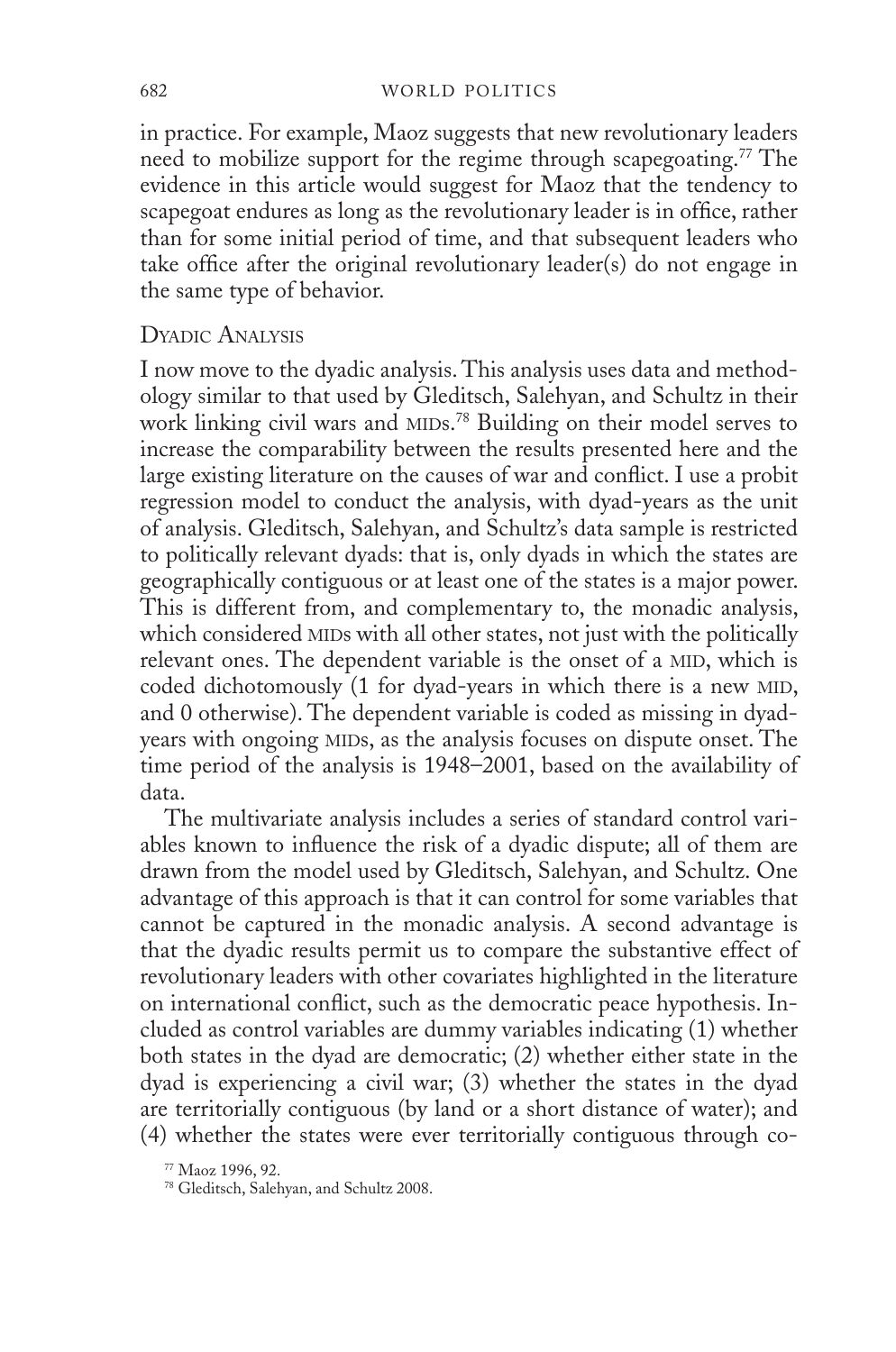in practice. For example, Maoz suggests that new revolutionary leaders need to mobilize support for the regime through scapegoating.[77] The evidence in this article would suggest for Maoz that the tendency to scapegoat endures as long as the revolutionary leader is in office, rather than for some initial period of time, and that subsequent leaders who take office after the original revolutionary leader(s) do not engage in the same type of behavior.

## Dyadic Analysis

I now move to the dyadic analysis. This analysis uses data and methodology similar to that used by Gleditsch, Salehyan, and Schultz in their work linking civil wars and MIDs.[78] Building on their model serves to increase the comparability between the results presented here and the large existing literature on the causes of war and conflict. I use a probit regression model to conduct the analysis, with dyad-years as the unit of analysis. Gleditsch, Salehyan, and Schultz's data sample is restricted to politically relevant dyads: that is, only dyads in which the states are geographically contiguous or at least one of the states is a major power. This is different from, and complementary to, the monadic analysis, which considered MIDs with all other states, not just with the politically relevant ones. The dependent variable is the onset of a MID, which is coded dichotomously (1 for dyad-years in which there is a new MID, and 0 otherwise). The dependent variable is coded as missing in dyad-years with ongoing MIDs, as the analysis focuses on dispute onset. The time period of the analysis is 1948–2001, based on the availability of data.

The multivariate analysis includes a series of standard control variables known to influence the risk of a dyadic dispute; all of them are drawn from the model used by Gleditsch, Salehyan, and Schultz. One advantage of this approach is that it can control for some variables that cannot be captured in the monadic analysis. A second advantage is that the dyadic results permit us to compare the substantive effect of revolutionary leaders with other covariates highlighted in the literature on international conflict, such as the democratic peace hypothesis. Included as control variables are dummy variables indicating (1) whether both states in the dyad are democratic; (2) whether either state in the dyad is experiencing a civil war; (3) whether the states in the dyad are territorially contiguous (by land or a short distance of water); and (4) whether the states were ever territorially contiguous through co-

[77] Maoz 1996, 92.

[78] Gleditsch, Salehyan, and Schultz 2008.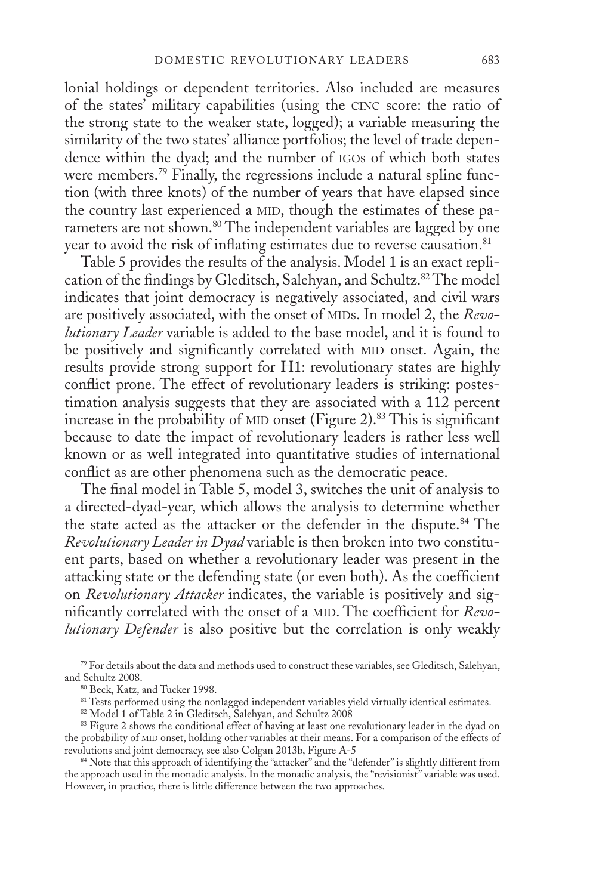lonial holdings or dependent territories. Also included are measures of the states' military capabilities (using the CINC score: the ratio of the strong state to the weaker state, logged); a variable measuring the similarity of the two states' alliance portfolios; the level of trade dependence within the dyad; and the number of IGOs of which both states were members.[79] Finally, the regressions include a natural spline function (with three knots) of the number of years that have elapsed since the country last experienced a MID, though the estimates of these parameters are not shown.[80] The independent variables are lagged by one year to avoid the risk of inflating estimates due to reverse causation.[81]

Table 5 provides the results of the analysis. Model 1 is an exact replication of the findings by Gleditsch, Salehyan, and Schultz.[82] The model indicates that joint democracy is negatively associated, and civil wars are positively associated, with the onset of MIDs. In model 2, the *Revolutionary Leader* variable is added to the base model, and it is found to be positively and significantly correlated with MID onset. Again, the results provide strong support for H1: revolutionary states are highly conflict prone. The effect of revolutionary leaders is striking: postestimation analysis suggests that they are associated with a 112 percent increase in the probability of MID onset (Figure 2).[83] This is significant because to date the impact of revolutionary leaders is rather less well known or as well integrated into quantitative studies of international conflict as are other phenomena such as the democratic peace.

The final model in Table 5, model 3, switches the unit of analysis to a directed-dyad-year, which allows the analysis to determine whether the state acted as the attacker or the defender in the dispute.[84] The *Revolutionary Leader in Dyad* variable is then broken into two constituent parts, based on whether a revolutionary leader was present in the attacking state or the defending state (or even both). As the coefficient on *Revolutionary Attacker* indicates, the variable is positively and significantly correlated with the onset of a MID. The coefficient for *Revolutionary Defender* is also positive but the correlation is only weakly

[79] For details about the data and methods used to construct these variables, see Gleditsch, Salehyan, and Schultz 2008.

[80] Beck, Katz, and Tucker 1998.

[81] Tests performed using the nonlagged independent variables yield virtually identical estimates.

[82] Model 1 of Table 2 in Gleditsch, Salehyan, and Schultz 2008

[83] Figure 2 shows the conditional effect of having at least one revolutionary leader in the dyad on the probability of MID onset, holding other variables at their means. For a comparison of the effects of revolutions and joint democracy, see also Colgan 2013b, Figure A-5

[84] Note that this approach of identifying the "attacker" and the "defender" is slightly different from the approach used in the monadic analysis. In the monadic analysis, the "revisionist" variable was used. However, in practice, there is little difference between the two approaches.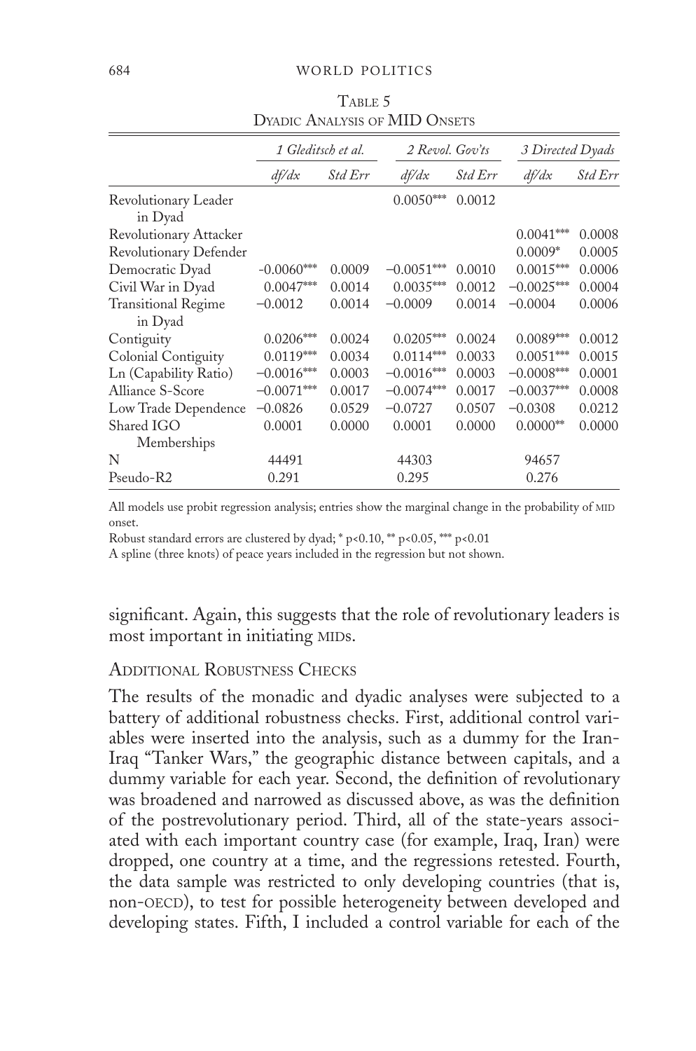Table 5
Dyadic Analysis of MID Onsets

| | 1 Gleditsch et al. | | 2 Revol. Gov'ts | | 3 Directed Dyads | |
|---|---|---|---|---|---|---|
| | *df/dx* | *Std Err* | *df/dx* | *Std Err* | *df/dx* | *Std Err* |
| Revolutionary Leader in Dyad | | | 0.0050*** | 0.0012 | | |
| Revolutionary Attacker | | | | | 0.0041*** | 0.0008 |
| Revolutionary Defender | | | | | 0.0009* | 0.0005 |
| Democratic Dyad | −0.0060*** | 0.0009 | −0.0051*** | 0.0010 | 0.0015*** | 0.0006 |
| Civil War in Dyad | 0.0047*** | 0.0014 | 0.0035*** | 0.0012 | −0.0025*** | 0.0004 |
| Transitional Regime in Dyad | −0.0012 | 0.0014 | −0.0009 | 0.0014 | −0.0004 | 0.0006 |
| Contiguity | 0.0206*** | 0.0024 | 0.0205*** | 0.0024 | 0.0089*** | 0.0012 |
| Colonial Contiguity | 0.0119*** | 0.0034 | 0.0114*** | 0.0033 | 0.0051*** | 0.0015 |
| Ln (Capability Ratio) | −0.0016*** | 0.0003 | −0.0016*** | 0.0003 | −0.0008*** | 0.0001 |
| Alliance S-Score | −0.0071*** | 0.0017 | −0.0074*** | 0.0017 | −0.0037*** | 0.0008 |
| Low Trade Dependence | −0.0826 | 0.0529 | −0.0727 | 0.0507 | −0.0308 | 0.0212 |
| Shared IGO Memberships | 0.0001 | 0.0000 | 0.0001 | 0.0000 | 0.0000** | 0.0000 |
| N | 44491 | | 44303 | | 94657 | |
| Pseudo-R2 | 0.291 | | 0.295 | | 0.276 | |

All models use probit regression analysis; entries show the marginal change in the probability of MID onset.

Robust standard errors are clustered by dyad; * p<0.10, ** p<0.05, *** p<0.01

A spline (three knots) of peace years included in the regression but not shown.

significant. Again, this suggests that the role of revolutionary leaders is most important in initiating MIDs.

## Additional Robustness Checks

The results of the monadic and dyadic analyses were subjected to a battery of additional robustness checks. First, additional control variables were inserted into the analysis, such as a dummy for the Iran-Iraq "Tanker Wars," the geographic distance between capitals, and a dummy variable for each year. Second, the definition of revolutionary was broadened and narrowed as discussed above, as was the definition of the postrevolutionary period. Third, all of the state-years associated with each important country case (for example, Iraq, Iran) were dropped, one country at a time, and the regressions retested. Fourth, the data sample was restricted to only developing countries (that is, non-OECD), to test for possible heterogeneity between developed and developing states. Fifth, I included a control variable for each of the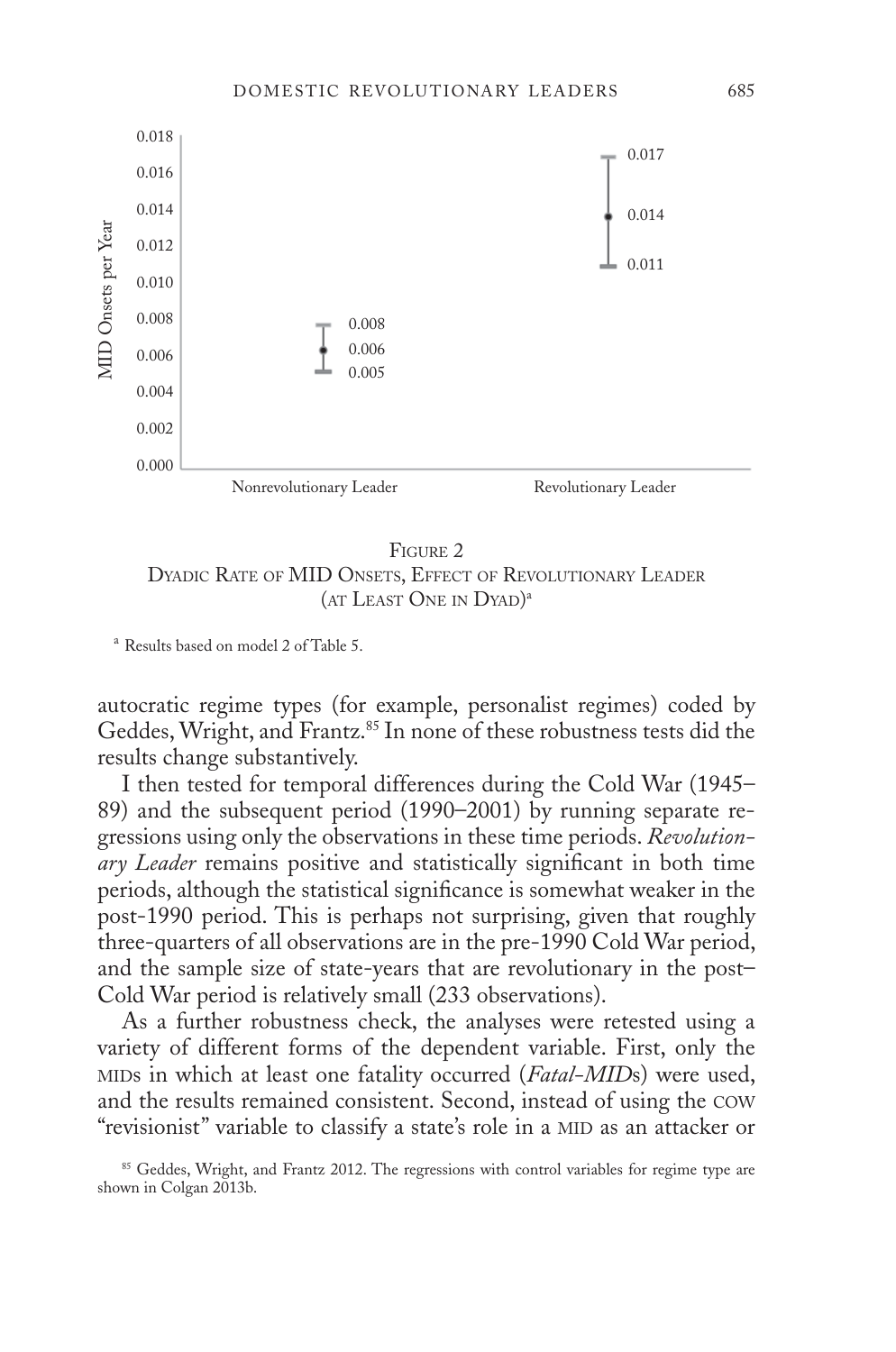Figure 2
Dyadic Rate of MID Onsets, Effect of Revolutionary Leader (at Least One in Dyad)[a]

[a] Results based on model 2 of Table 5.

autocratic regime types (for example, personalist regimes) coded by Geddes, Wright, and Frantz.[85] In none of these robustness tests did the results change substantively.

I then tested for temporal differences during the Cold War (1945–89) and the subsequent period (1990–2001) by running separate regressions using only the observations in these time periods. *Revolutionary Leader* remains positive and statistically significant in both time periods, although the statistical significance is somewhat weaker in the post-1990 period. This is perhaps not surprising, given that roughly three-quarters of all observations are in the pre-1990 Cold War period, and the sample size of state-years that are revolutionary in the post–Cold War period is relatively small (233 observations).

As a further robustness check, the analyses were retested using a variety of different forms of the dependent variable. First, only the MIDs in which at least one fatality occurred (*Fatal-MID*s) were used, and the results remained consistent. Second, instead of using the COW "revisionist" variable to classify a state's role in a MID as an attacker or

[85] Geddes, Wright, and Frantz 2012. The regressions with control variables for regime type are shown in Colgan 2013b.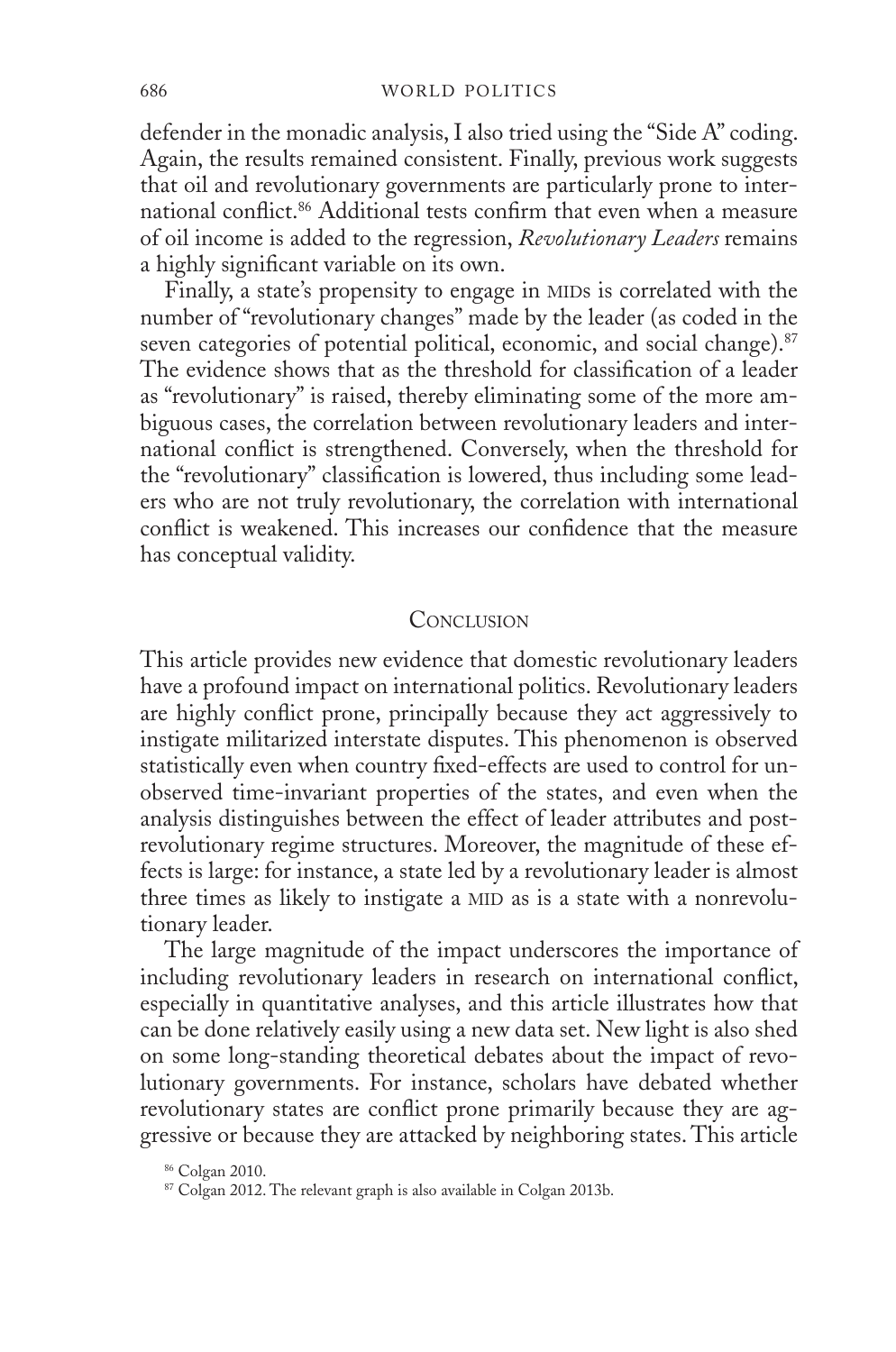defender in the monadic analysis, I also tried using the "Side A" coding. Again, the results remained consistent. Finally, previous work suggests that oil and revolutionary governments are particularly prone to international conflict.[86] Additional tests confirm that even when a measure of oil income is added to the regression, *Revolutionary Leaders* remains a highly significant variable on its own.

Finally, a state's propensity to engage in MIDs is correlated with the number of "revolutionary changes" made by the leader (as coded in the seven categories of potential political, economic, and social change).[87] The evidence shows that as the threshold for classification of a leader as "revolutionary" is raised, thereby eliminating some of the more ambiguous cases, the correlation between revolutionary leaders and international conflict is strengthened. Conversely, when the threshold for the "revolutionary" classification is lowered, thus including some leaders who are not truly revolutionary, the correlation with international conflict is weakened. This increases our confidence that the measure has conceptual validity.

## Conclusion

This article provides new evidence that domestic revolutionary leaders have a profound impact on international politics. Revolutionary leaders are highly conflict prone, principally because they act aggressively to instigate militarized interstate disputes. This phenomenon is observed statistically even when country fixed-effects are used to control for unobserved time-invariant properties of the states, and even when the analysis distinguishes between the effect of leader attributes and post-revolutionary regime structures. Moreover, the magnitude of these effects is large: for instance, a state led by a revolutionary leader is almost three times as likely to instigate a MID as is a state with a nonrevolutionary leader.

The large magnitude of the impact underscores the importance of including revolutionary leaders in research on international conflict, especially in quantitative analyses, and this article illustrates how that can be done relatively easily using a new data set. New light is also shed on some long-standing theoretical debates about the impact of revolutionary governments. For instance, scholars have debated whether revolutionary states are conflict prone primarily because they are aggressive or because they are attacked by neighboring states. This article

[86] Colgan 2010.

[87] Colgan 2012. The relevant graph is also available in Colgan 2013b.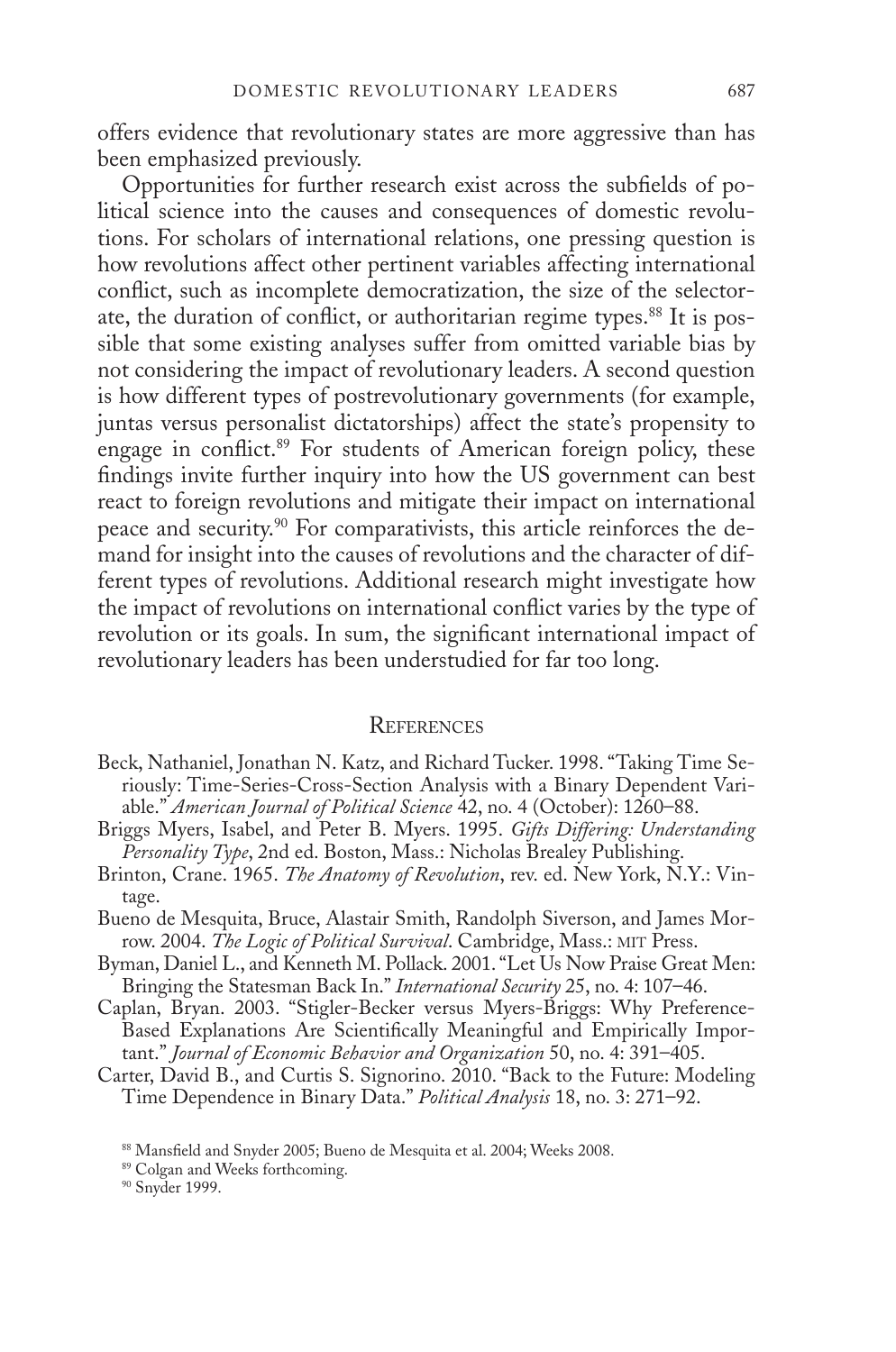offers evidence that revolutionary states are more aggressive than has been emphasized previously.

Opportunities for further research exist across the subfields of political science into the causes and consequences of domestic revolutions. For scholars of international relations, one pressing question is how revolutions affect other pertinent variables affecting international conflict, such as incomplete democratization, the size of the selectorate, the duration of conflict, or authoritarian regime types.[88] It is possible that some existing analyses suffer from omitted variable bias by not considering the impact of revolutionary leaders. A second question is how different types of postrevolutionary governments (for example, juntas versus personalist dictatorships) affect the state's propensity to engage in conflict.[89] For students of American foreign policy, these findings invite further inquiry into how the US government can best react to foreign revolutions and mitigate their impact on international peace and security.[90] For comparativists, this article reinforces the demand for insight into the causes of revolutions and the character of different types of revolutions. Additional research might investigate how the impact of revolutions on international conflict varies by the type of revolution or its goals. In sum, the significant international impact of revolutionary leaders has been understudied for far too long.

## References

Beck, Nathaniel, Jonathan N. Katz, and Richard Tucker. 1998. "Taking Time Seriously: Time-Series-Cross-Section Analysis with a Binary Dependent Variable." *American Journal of Political Science* 42, no. 4 (October): 1260–88.

Briggs Myers, Isabel, and Peter B. Myers. 1995. *Gifts Differing: Understanding Personality Type*, 2nd ed. Boston, Mass.: Nicholas Brealey Publishing.

Brinton, Crane. 1965. *The Anatomy of Revolution*, rev. ed. New York, N.Y.: Vintage.

Bueno de Mesquita, Bruce, Alastair Smith, Randolph Siverson, and James Morrow. 2004. *The Logic of Political Survival*. Cambridge, Mass.: MIT Press.

Byman, Daniel L., and Kenneth M. Pollack. 2001. "Let Us Now Praise Great Men: Bringing the Statesman Back In." *International Security* 25, no. 4: 107–46.

Caplan, Bryan. 2003. "Stigler-Becker versus Myers-Briggs: Why Preference-Based Explanations Are Scientifically Meaningful and Empirically Important." *Journal of Economic Behavior and Organization* 50, no. 4: 391–405.

Carter, David B., and Curtis S. Signorino. 2010. "Back to the Future: Modeling Time Dependence in Binary Data." *Political Analysis* 18, no. 3: 271–92.

[88] Mansfield and Snyder 2005; Bueno de Mesquita et al. 2004; Weeks 2008.

[89] Colgan and Weeks forthcoming.

[90] Snyder 1999.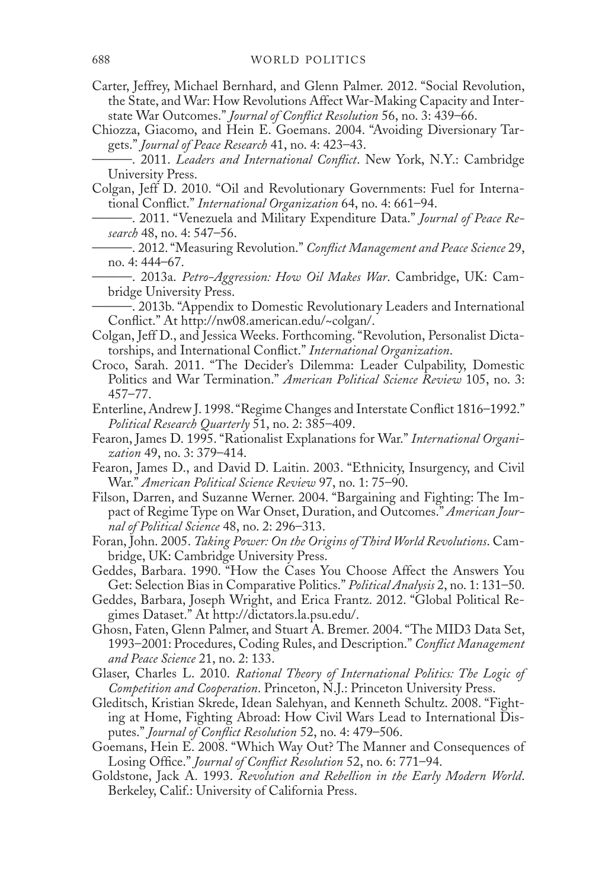Carter, Jeffrey, Michael Bernhard, and Glenn Palmer. 2012. "Social Revolution, the State, and War: How Revolutions Affect War-Making Capacity and Interstate War Outcomes." *Journal of Conflict Resolution* 56, no. 3: 439–66.

Chiozza, Giacomo, and Hein E. Goemans. 2004. "Avoiding Diversionary Targets." *Journal of Peace Research* 41, no. 4: 423–43.

———. 2011. *Leaders and International Conflict*. New York, N.Y.: Cambridge University Press.

Colgan, Jeff D. 2010. "Oil and Revolutionary Governments: Fuel for International Conflict." *International Organization* 64, no. 4: 661–94.

———. 2011. "Venezuela and Military Expenditure Data." *Journal of Peace Research* 48, no. 4: 547–56.

———. 2012. "Measuring Revolution." *Conflict Management and Peace Science* 29, no. 4: 444–67.

———. 2013a. *Petro-Aggression: How Oil Makes War*. Cambridge, UK: Cambridge University Press.

———. 2013b. "Appendix to Domestic Revolutionary Leaders and International Conflict." At http://nw08.american.edu/~colgan/.

Colgan, Jeff D., and Jessica Weeks. Forthcoming. "Revolution, Personalist Dictatorships, and International Conflict." *International Organization*.

Croco, Sarah. 2011. "The Decider's Dilemma: Leader Culpability, Domestic Politics and War Termination." *American Political Science Review* 105, no. 3: 457–77.

Enterline, Andrew J. 1998. "Regime Changes and Interstate Conflict 1816–1992." *Political Research Quarterly* 51, no. 2: 385–409.

Fearon, James D. 1995. "Rationalist Explanations for War." *International Organization* 49, no. 3: 379–414.

Fearon, James D., and David D. Laitin. 2003. "Ethnicity, Insurgency, and Civil War." *American Political Science Review* 97, no. 1: 75–90.

Filson, Darren, and Suzanne Werner. 2004. "Bargaining and Fighting: The Impact of Regime Type on War Onset, Duration, and Outcomes." *American Journal of Political Science* 48, no. 2: 296–313.

Foran, John. 2005. *Taking Power: On the Origins of Third World Revolutions*. Cambridge, UK: Cambridge University Press.

Geddes, Barbara. 1990. "How the Cases You Choose Affect the Answers You Get: Selection Bias in Comparative Politics." *Political Analysis* 2, no. 1: 131–50.

Geddes, Barbara, Joseph Wright, and Erica Frantz. 2012. "Global Political Regimes Dataset." At http://dictators.la.psu.edu/.

Ghosn, Faten, Glenn Palmer, and Stuart A. Bremer. 2004. "The MID3 Data Set, 1993–2001: Procedures, Coding Rules, and Description." *Conflict Management and Peace Science* 21, no. 2: 133.

Glaser, Charles L. 2010. *Rational Theory of International Politics: The Logic of Competition and Cooperation*. Princeton, N.J.: Princeton University Press.

Gleditsch, Kristian Skrede, Idean Salehyan, and Kenneth Schultz. 2008. "Fighting at Home, Fighting Abroad: How Civil Wars Lead to International Disputes." *Journal of Conflict Resolution* 52, no. 4: 479–506.

Goemans, Hein E. 2008. "Which Way Out? The Manner and Consequences of Losing Office." *Journal of Conflict Resolution* 52, no. 6: 771–94.

Goldstone, Jack A. 1993. *Revolution and Rebellion in the Early Modern World*. Berkeley, Calif.: University of California Press.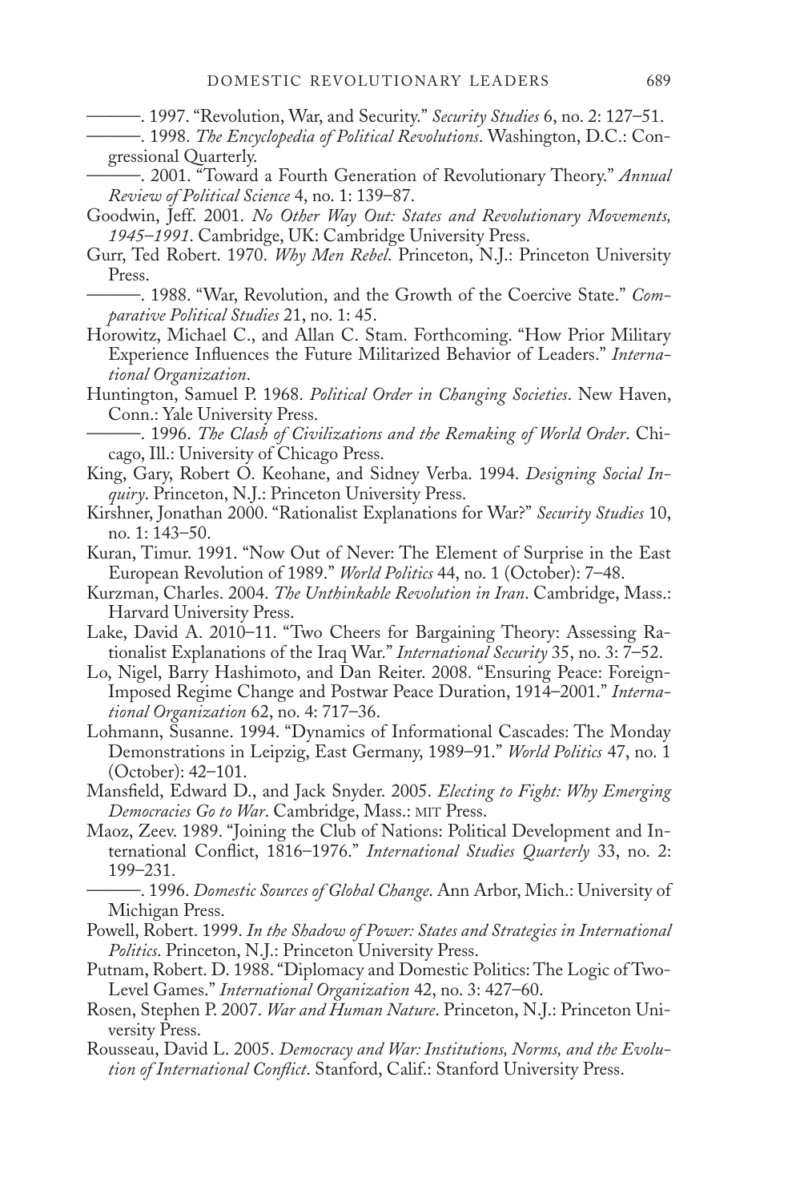———. 1997. "Revolution, War, and Security." *Security Studies* 6, no. 2: 127–51.

———. 1998. *The Encyclopedia of Political Revolutions*. Washington, D.C.: Congressional Quarterly.

———. 2001. "Toward a Fourth Generation of Revolutionary Theory." *Annual Review of Political Science* 4, no. 1: 139–87.

Goodwin, Jeff. 2001. *No Other Way Out: States and Revolutionary Movements, 1945–1991*. Cambridge, UK: Cambridge University Press.

Gurr, Ted Robert. 1970. *Why Men Rebel*. Princeton, N.J.: Princeton University Press.

———. 1988. "War, Revolution, and the Growth of the Coercive State." *Comparative Political Studies* 21, no. 1: 45.

Horowitz, Michael C., and Allan C. Stam. Forthcoming. "How Prior Military Experience Influences the Future Militarized Behavior of Leaders." *International Organization*.

Huntington, Samuel P. 1968. *Political Order in Changing Societies*. New Haven, Conn.: Yale University Press.

———. 1996. *The Clash of Civilizations and the Remaking of World Order*. Chicago, Ill.: University of Chicago Press.

King, Gary, Robert O. Keohane, and Sidney Verba. 1994. *Designing Social Inquiry*. Princeton, N.J.: Princeton University Press.

Kirshner, Jonathan 2000. "Rationalist Explanations for War?" *Security Studies* 10, no. 1: 143–50.

Kuran, Timur. 1991. "Now Out of Never: The Element of Surprise in the East European Revolution of 1989." *World Politics* 44, no. 1 (October): 7–48.

Kurzman, Charles. 2004. *The Unthinkable Revolution in Iran*. Cambridge, Mass.: Harvard University Press.

Lake, David A. 2010–11. "Two Cheers for Bargaining Theory: Assessing Rationalist Explanations of the Iraq War." *International Security* 35, no. 3: 7–52.

Lo, Nigel, Barry Hashimoto, and Dan Reiter. 2008. "Ensuring Peace: Foreign-Imposed Regime Change and Postwar Peace Duration, 1914–2001." *International Organization* 62, no. 4: 717–36.

Lohmann, Susanne. 1994. "Dynamics of Informational Cascades: The Monday Demonstrations in Leipzig, East Germany, 1989–91." *World Politics* 47, no. 1 (October): 42–101.

Mansfield, Edward D., and Jack Snyder. 2005. *Electing to Fight: Why Emerging Democracies Go to War*. Cambridge, Mass.: MIT Press.

Maoz, Zeev. 1989. "Joining the Club of Nations: Political Development and International Conflict, 1816–1976." *International Studies Quarterly* 33, no. 2: 199–231.

———. 1996. *Domestic Sources of Global Change*. Ann Arbor, Mich.: University of Michigan Press.

Powell, Robert. 1999. *In the Shadow of Power: States and Strategies in International Politics*. Princeton, N.J.: Princeton University Press.

Putnam, Robert. D. 1988. "Diplomacy and Domestic Politics: The Logic of Two-Level Games." *International Organization* 42, no. 3: 427–60.

Rosen, Stephen P. 2007. *War and Human Nature*. Princeton, N.J.: Princeton University Press.

Rousseau, David L. 2005. *Democracy and War: Institutions, Norms, and the Evolution of International Conflict*. Stanford, Calif.: Stanford University Press.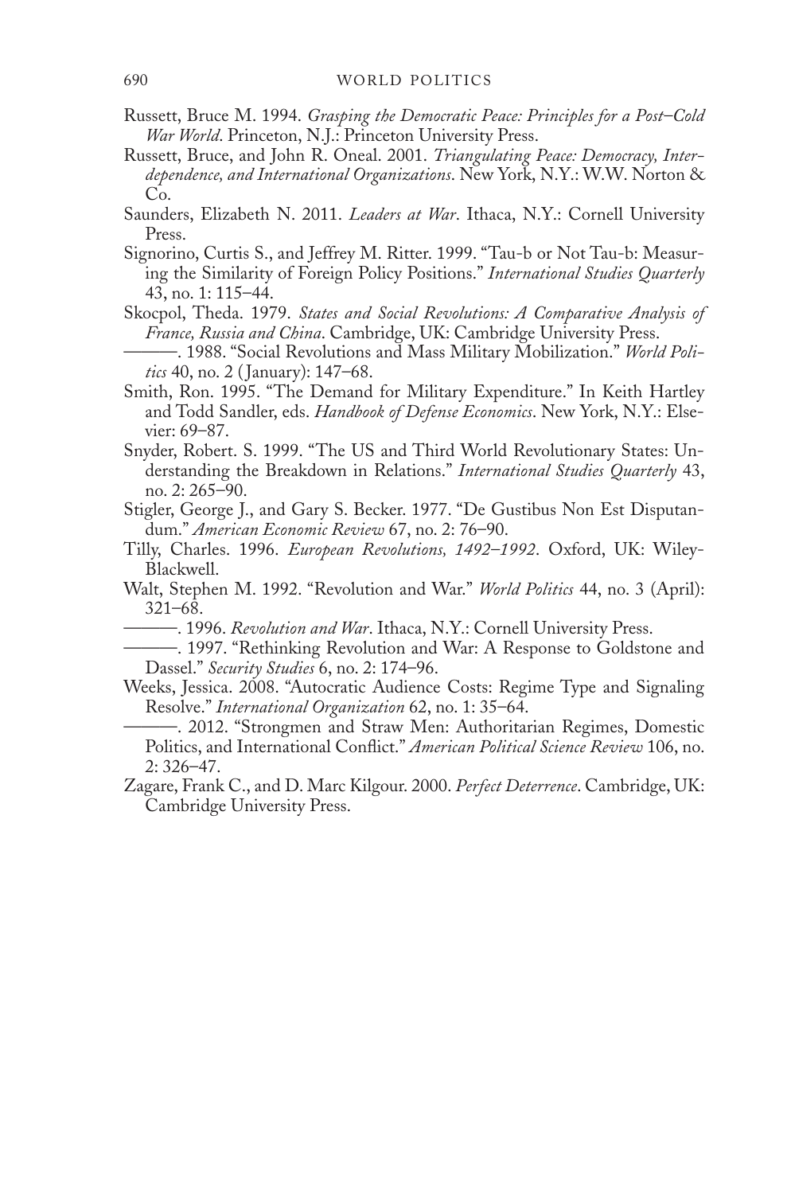Russett, Bruce M. 1994. *Grasping the Democratic Peace: Principles for a Post–Cold War World*. Princeton, N.J.: Princeton University Press.

Russett, Bruce, and John R. Oneal. 2001. *Triangulating Peace: Democracy, Interdependence, and International Organizations*. New York, N.Y.: W.W. Norton & Co.

Saunders, Elizabeth N. 2011. *Leaders at War*. Ithaca, N.Y.: Cornell University Press.

Signorino, Curtis S., and Jeffrey M. Ritter. 1999. "Tau-b or Not Tau-b: Measuring the Similarity of Foreign Policy Positions." *International Studies Quarterly* 43, no. 1: 115–44.

Skocpol, Theda. 1979. *States and Social Revolutions: A Comparative Analysis of France, Russia and China*. Cambridge, UK: Cambridge University Press.

———. 1988. "Social Revolutions and Mass Military Mobilization." *World Politics* 40, no. 2 (January): 147–68.

Smith, Ron. 1995. "The Demand for Military Expenditure." In Keith Hartley and Todd Sandler, eds. *Handbook of Defense Economics*. New York, N.Y.: Elsevier: 69–87.

Snyder, Robert. S. 1999. "The US and Third World Revolutionary States: Understanding the Breakdown in Relations." *International Studies Quarterly* 43, no. 2: 265–90.

Stigler, George J., and Gary S. Becker. 1977. "De Gustibus Non Est Disputandum." *American Economic Review* 67, no. 2: 76–90.

Tilly, Charles. 1996. *European Revolutions, 1492–1992*. Oxford, UK: Wiley-Blackwell.

Walt, Stephen M. 1992. "Revolution and War." *World Politics* 44, no. 3 (April): 321–68.

———. 1996. *Revolution and War*. Ithaca, N.Y.: Cornell University Press.

———. 1997. "Rethinking Revolution and War: A Response to Goldstone and Dassel." *Security Studies* 6, no. 2: 174–96.

Weeks, Jessica. 2008. "Autocratic Audience Costs: Regime Type and Signaling Resolve." *International Organization* 62, no. 1: 35–64.

———. 2012. "Strongmen and Straw Men: Authoritarian Regimes, Domestic Politics, and International Conflict." *American Political Science Review* 106, no. 2: 326–47.

Zagare, Frank C., and D. Marc Kilgour. 2000. *Perfect Deterrence*. Cambridge, UK: Cambridge University Press.